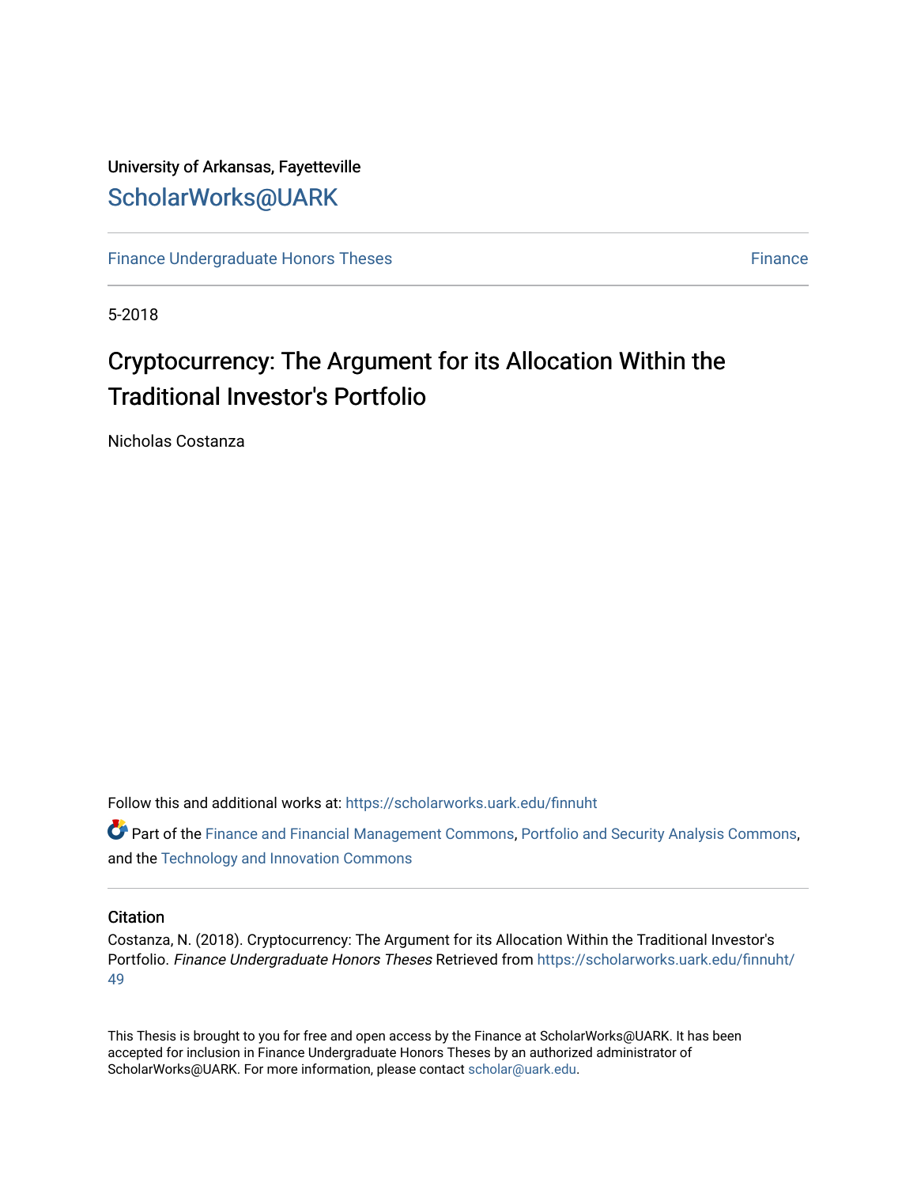University of Arkansas, Fayetteville

ScholarWorks@UARK

Finance Undergraduate Honors Theses

Finance

5-2018

# Cryptocurrency: The Argument for its Allocation Within the Traditional Investor's Portfolio

Nicholas Costanza

Follow this and additional works at: https://scholarworks.uark.edu/finnuht

Part of the Finance and Financial Management Commons, Portfolio and Security Analysis Commons, and the Technology and Innovation Commons

## Citation

Costanza, N. (2018). Cryptocurrency: The Argument for its Allocation Within the Traditional Investor's Portfolio. *Finance Undergraduate Honors Theses* Retrieved from https://scholarworks.uark.edu/finnuht/49

This Thesis is brought to you for free and open access by the Finance at ScholarWorks@UARK. It has been accepted for inclusion in Finance Undergraduate Honors Theses by an authorized administrator of ScholarWorks@UARK. For more information, please contact scholar@uark.edu.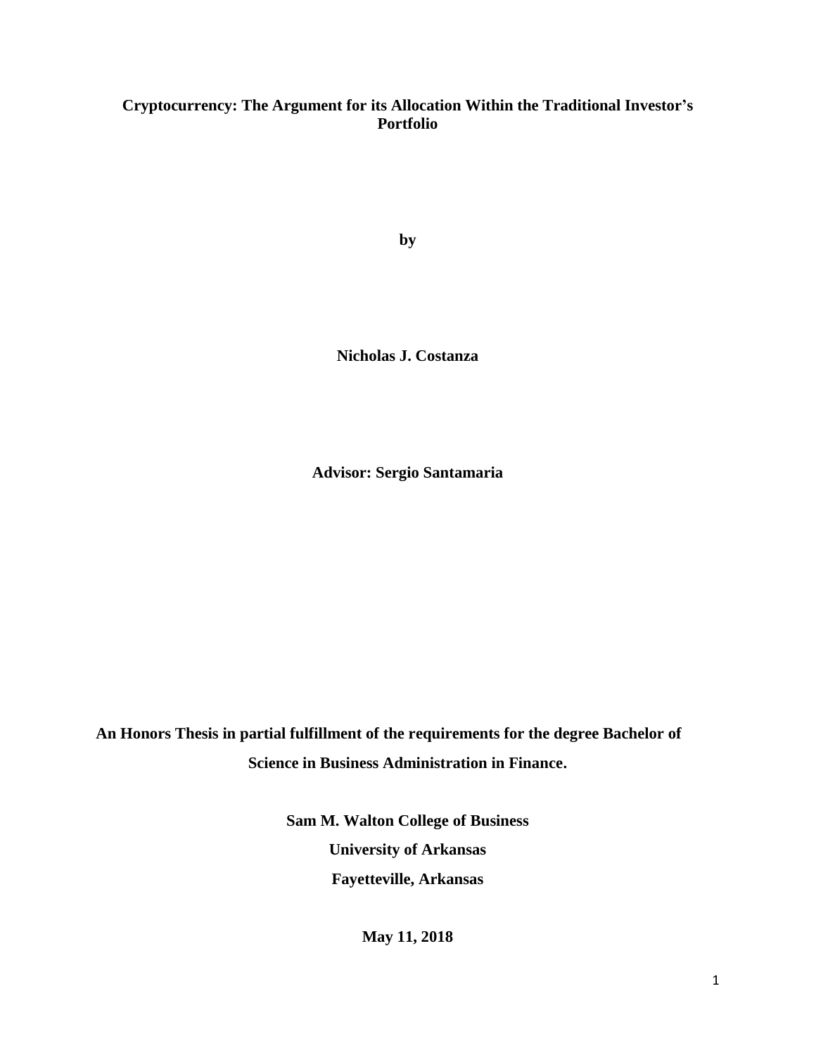# Cryptocurrency: The Argument for its Allocation Within the Traditional Investor's Portfolio

**by**

**Nicholas J. Costanza**

**Advisor: Sergio Santamaria**

**An Honors Thesis in partial fulfillment of the requirements for the degree Bachelor of Science in Business Administration in Finance.**

**Sam M. Walton College of Business**

**University of Arkansas**

**Fayetteville, Arkansas**

**May 11, 2018**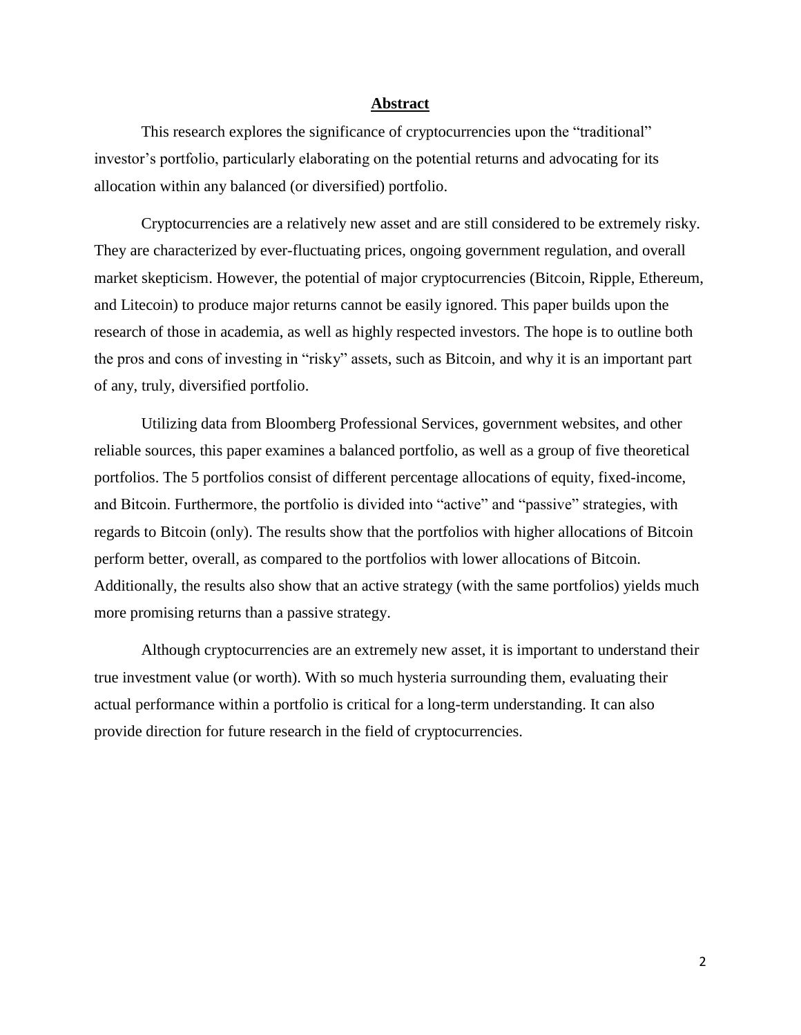## **Abstract**

This research explores the significance of cryptocurrencies upon the "traditional" investor's portfolio, particularly elaborating on the potential returns and advocating for its allocation within any balanced (or diversified) portfolio.

Cryptocurrencies are a relatively new asset and are still considered to be extremely risky. They are characterized by ever-fluctuating prices, ongoing government regulation, and overall market skepticism. However, the potential of major cryptocurrencies (Bitcoin, Ripple, Ethereum, and Litecoin) to produce major returns cannot be easily ignored. This paper builds upon the research of those in academia, as well as highly respected investors. The hope is to outline both the pros and cons of investing in "risky" assets, such as Bitcoin, and why it is an important part of any, truly, diversified portfolio.

Utilizing data from Bloomberg Professional Services, government websites, and other reliable sources, this paper examines a balanced portfolio, as well as a group of five theoretical portfolios. The 5 portfolios consist of different percentage allocations of equity, fixed-income, and Bitcoin. Furthermore, the portfolio is divided into "active" and "passive" strategies, with regards to Bitcoin (only). The results show that the portfolios with higher allocations of Bitcoin perform better, overall, as compared to the portfolios with lower allocations of Bitcoin. Additionally, the results also show that an active strategy (with the same portfolios) yields much more promising returns than a passive strategy.

Although cryptocurrencies are an extremely new asset, it is important to understand their true investment value (or worth). With so much hysteria surrounding them, evaluating their actual performance within a portfolio is critical for a long-term understanding. It can also provide direction for future research in the field of cryptocurrencies.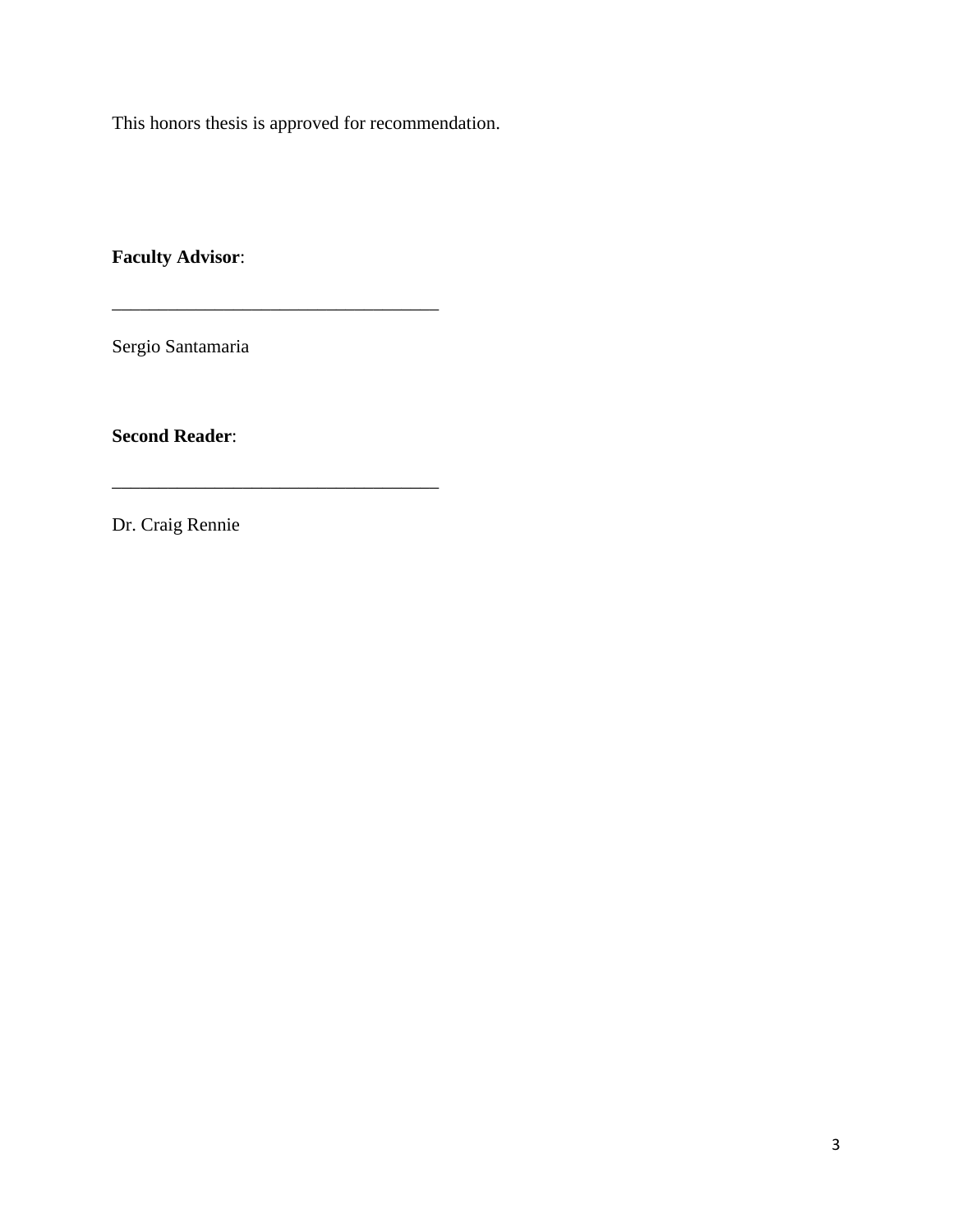This honors thesis is approved for recommendation.

**Faculty Advisor**:

___________________________________

Sergio Santamaria

**Second Reader**:

___________________________________

Dr. Craig Rennie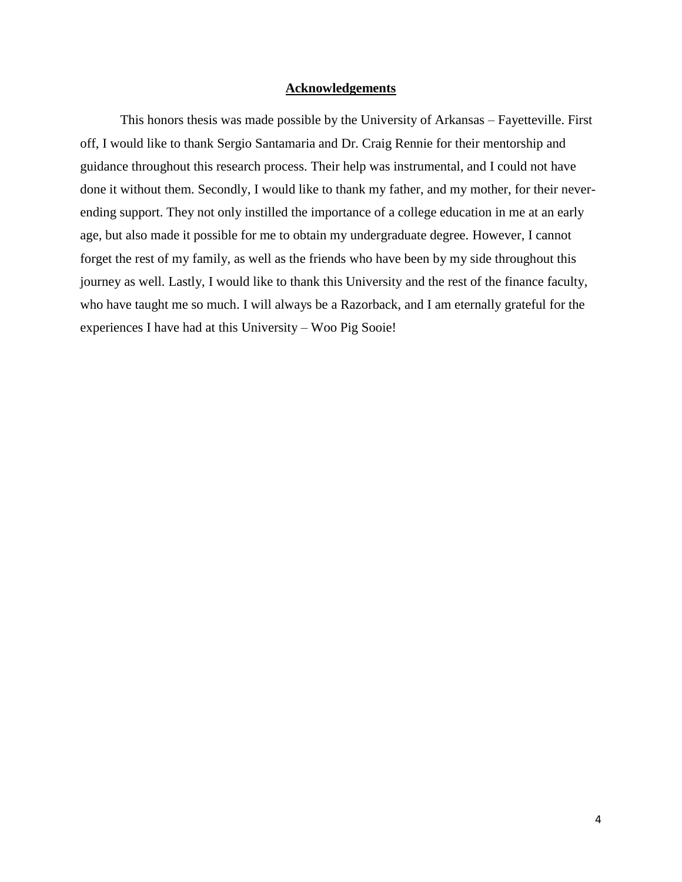## Acknowledgements

This honors thesis was made possible by the University of Arkansas – Fayetteville. First off, I would like to thank Sergio Santamaria and Dr. Craig Rennie for their mentorship and guidance throughout this research process. Their help was instrumental, and I could not have done it without them. Secondly, I would like to thank my father, and my mother, for their never-ending support. They not only instilled the importance of a college education in me at an early age, but also made it possible for me to obtain my undergraduate degree. However, I cannot forget the rest of my family, as well as the friends who have been by my side throughout this journey as well. Lastly, I would like to thank this University and the rest of the finance faculty, who have taught me so much. I will always be a Razorback, and I am eternally grateful for the experiences I have had at this University – Woo Pig Sooie!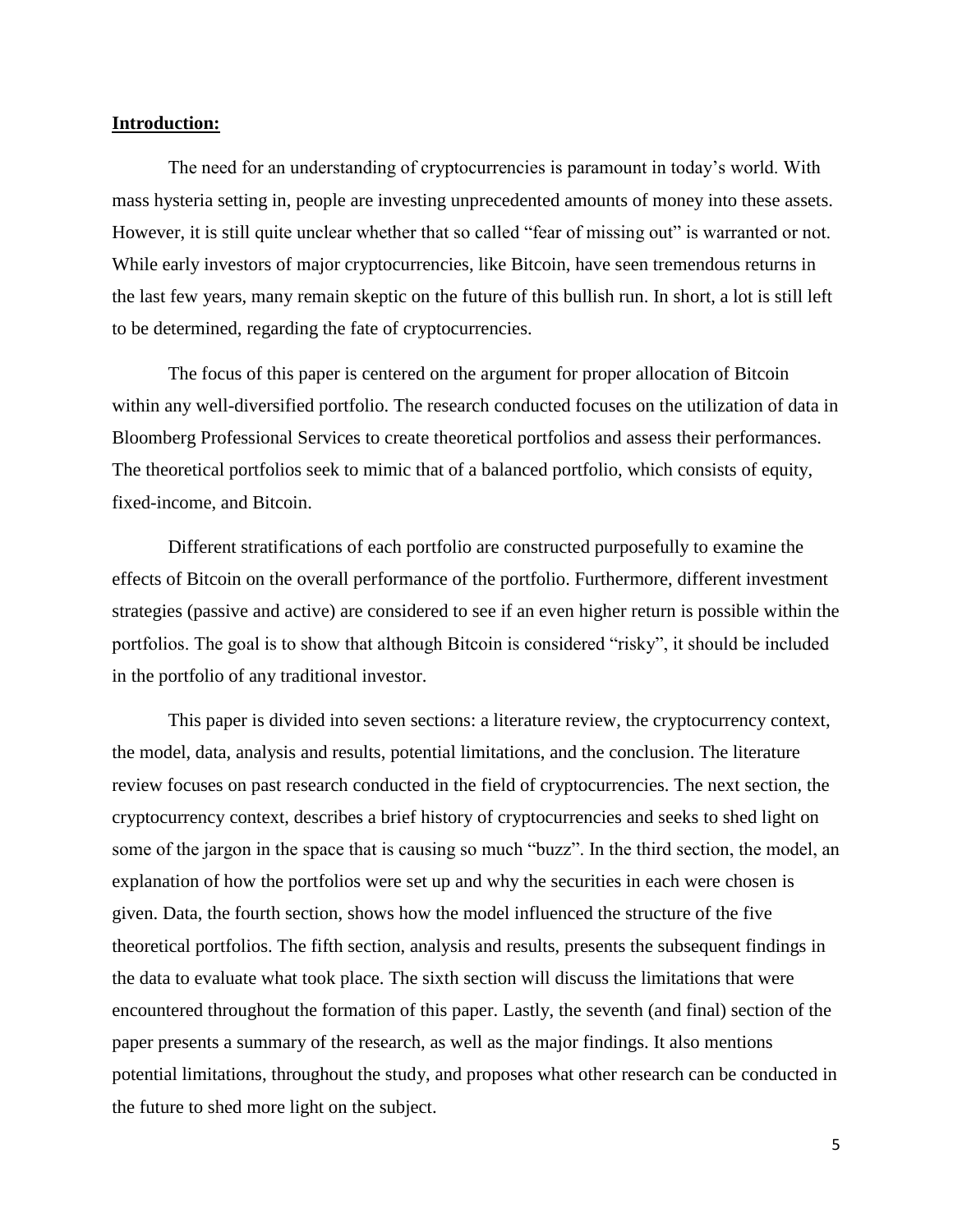**Introduction:**

The need for an understanding of cryptocurrencies is paramount in today's world. With mass hysteria setting in, people are investing unprecedented amounts of money into these assets. However, it is still quite unclear whether that so called "fear of missing out" is warranted or not. While early investors of major cryptocurrencies, like Bitcoin, have seen tremendous returns in the last few years, many remain skeptic on the future of this bullish run. In short, a lot is still left to be determined, regarding the fate of cryptocurrencies.

The focus of this paper is centered on the argument for proper allocation of Bitcoin within any well-diversified portfolio. The research conducted focuses on the utilization of data in Bloomberg Professional Services to create theoretical portfolios and assess their performances. The theoretical portfolios seek to mimic that of a balanced portfolio, which consists of equity, fixed-income, and Bitcoin.

Different stratifications of each portfolio are constructed purposefully to examine the effects of Bitcoin on the overall performance of the portfolio. Furthermore, different investment strategies (passive and active) are considered to see if an even higher return is possible within the portfolios. The goal is to show that although Bitcoin is considered "risky", it should be included in the portfolio of any traditional investor.

This paper is divided into seven sections: a literature review, the cryptocurrency context, the model, data, analysis and results, potential limitations, and the conclusion. The literature review focuses on past research conducted in the field of cryptocurrencies. The next section, the cryptocurrency context, describes a brief history of cryptocurrencies and seeks to shed light on some of the jargon in the space that is causing so much "buzz". In the third section, the model, an explanation of how the portfolios were set up and why the securities in each were chosen is given. Data, the fourth section, shows how the model influenced the structure of the five theoretical portfolios. The fifth section, analysis and results, presents the subsequent findings in the data to evaluate what took place. The sixth section will discuss the limitations that were encountered throughout the formation of this paper. Lastly, the seventh (and final) section of the paper presents a summary of the research, as well as the major findings. It also mentions potential limitations, throughout the study, and proposes what other research can be conducted in the future to shed more light on the subject.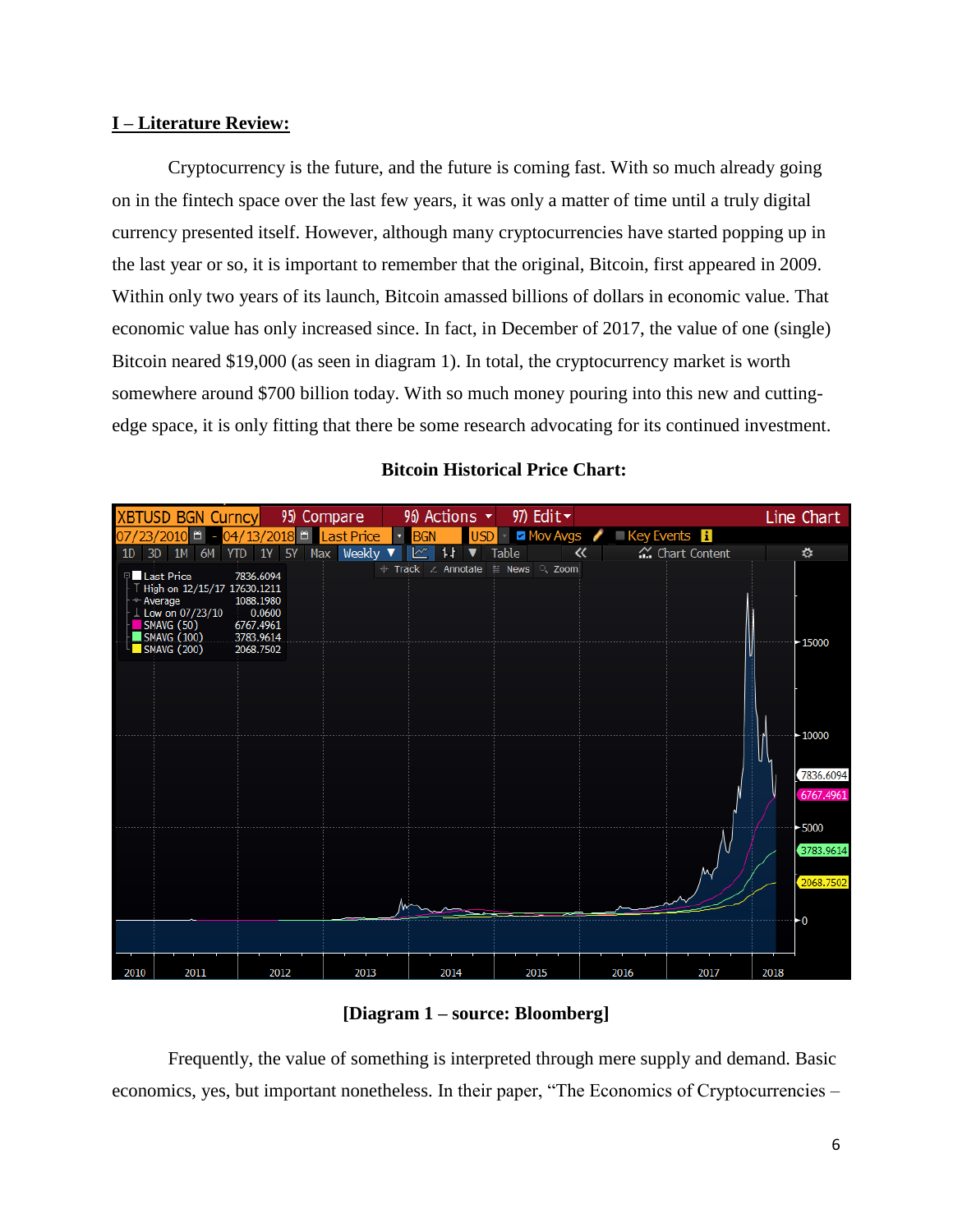## I – Literature Review:

Cryptocurrency is the future, and the future is coming fast. With so much already going on in the fintech space over the last few years, it was only a matter of time until a truly digital currency presented itself. However, although many cryptocurrencies have started popping up in the last year or so, it is important to remember that the original, Bitcoin, first appeared in 2009. Within only two years of its launch, Bitcoin amassed billions of dollars in economic value. That economic value has only increased since. In fact, in December of 2017, the value of one (single) Bitcoin neared $19,000 (as seen in diagram 1). In total, the cryptocurrency market is worth somewhere around $700 billion today. With so much money pouring into this new and cutting-edge space, it is only fitting that there be some research advocating for its continued investment.

**Bitcoin Historical Price Chart:**

**[Diagram 1 – source: Bloomberg]**

Frequently, the value of something is interpreted through mere supply and demand. Basic economics, yes, but important nonetheless. In their paper, "The Economics of Cryptocurrencies –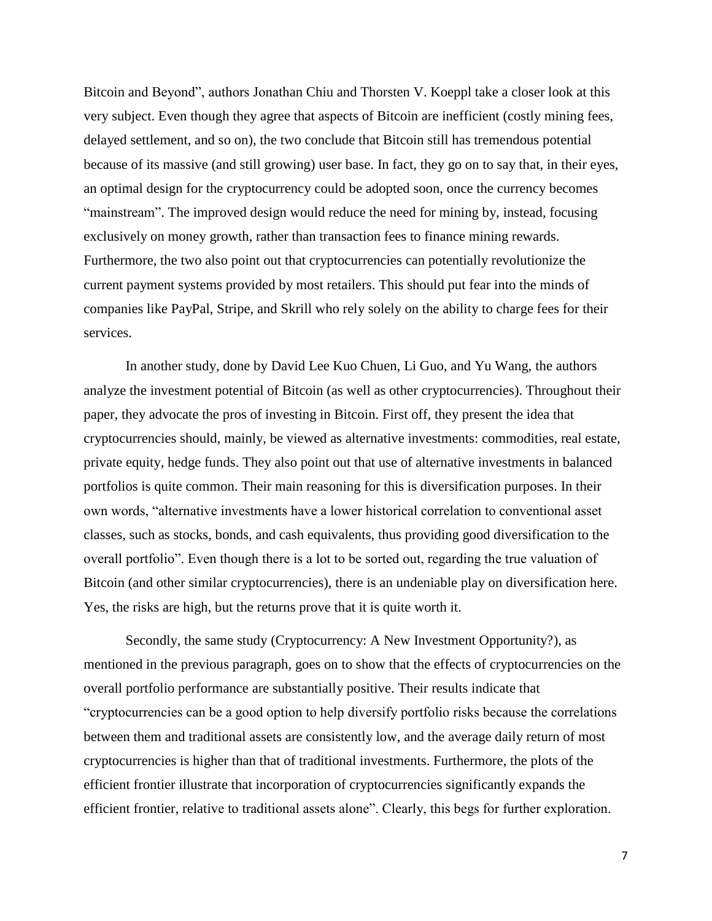Bitcoin and Beyond", authors Jonathan Chiu and Thorsten V. Koeppl take a closer look at this very subject. Even though they agree that aspects of Bitcoin are inefficient (costly mining fees, delayed settlement, and so on), the two conclude that Bitcoin still has tremendous potential because of its massive (and still growing) user base. In fact, they go on to say that, in their eyes, an optimal design for the cryptocurrency could be adopted soon, once the currency becomes "mainstream". The improved design would reduce the need for mining by, instead, focusing exclusively on money growth, rather than transaction fees to finance mining rewards. Furthermore, the two also point out that cryptocurrencies can potentially revolutionize the current payment systems provided by most retailers. This should put fear into the minds of companies like PayPal, Stripe, and Skrill who rely solely on the ability to charge fees for their services.

In another study, done by David Lee Kuo Chuen, Li Guo, and Yu Wang, the authors analyze the investment potential of Bitcoin (as well as other cryptocurrencies). Throughout their paper, they advocate the pros of investing in Bitcoin. First off, they present the idea that cryptocurrencies should, mainly, be viewed as alternative investments: commodities, real estate, private equity, hedge funds. They also point out that use of alternative investments in balanced portfolios is quite common. Their main reasoning for this is diversification purposes. In their own words, "alternative investments have a lower historical correlation to conventional asset classes, such as stocks, bonds, and cash equivalents, thus providing good diversification to the overall portfolio". Even though there is a lot to be sorted out, regarding the true valuation of Bitcoin (and other similar cryptocurrencies), there is an undeniable play on diversification here. Yes, the risks are high, but the returns prove that it is quite worth it.

Secondly, the same study (Cryptocurrency: A New Investment Opportunity?), as mentioned in the previous paragraph, goes on to show that the effects of cryptocurrencies on the overall portfolio performance are substantially positive. Their results indicate that "cryptocurrencies can be a good option to help diversify portfolio risks because the correlations between them and traditional assets are consistently low, and the average daily return of most cryptocurrencies is higher than that of traditional investments. Furthermore, the plots of the efficient frontier illustrate that incorporation of cryptocurrencies significantly expands the efficient frontier, relative to traditional assets alone". Clearly, this begs for further exploration.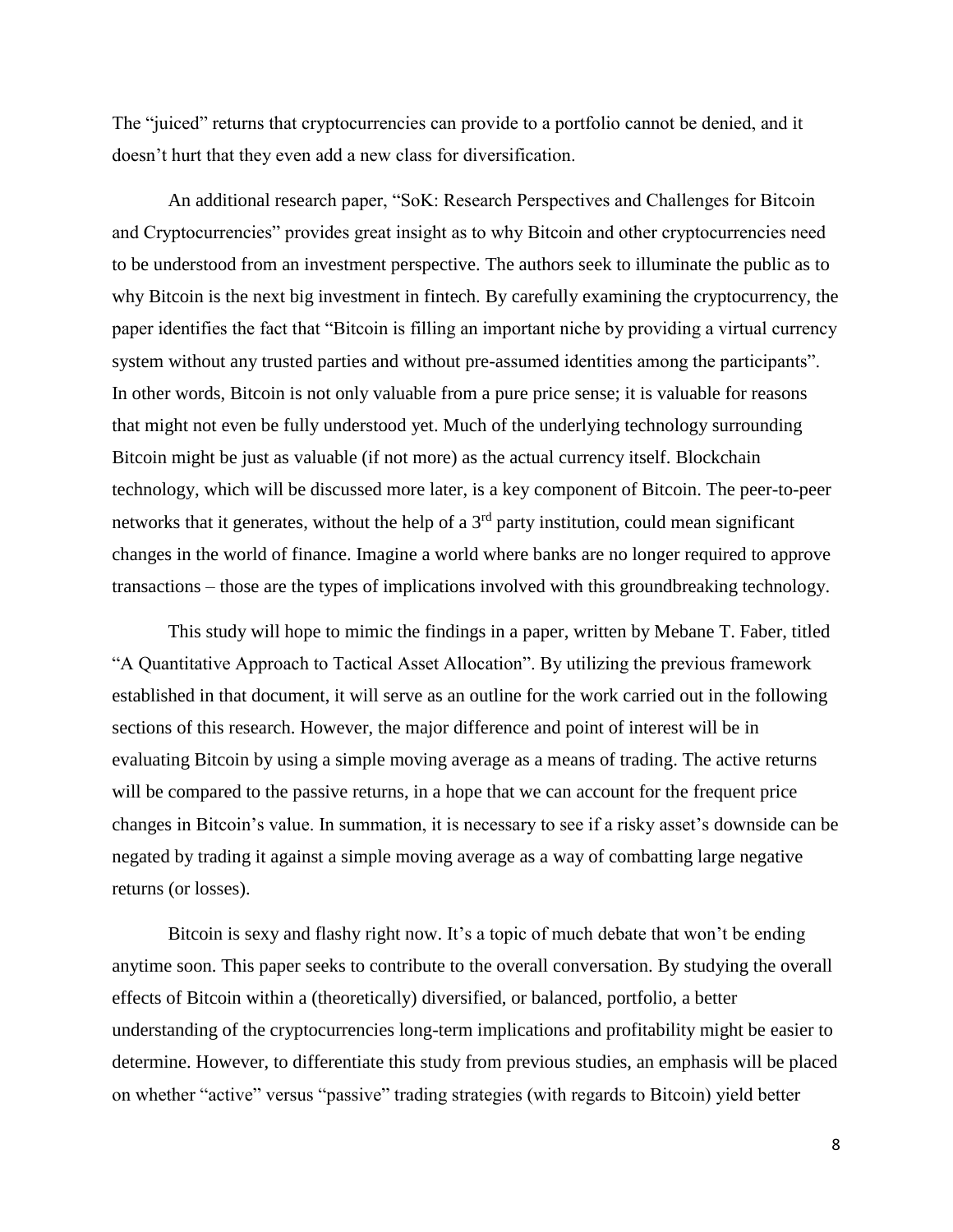The "juiced" returns that cryptocurrencies can provide to a portfolio cannot be denied, and it doesn't hurt that they even add a new class for diversification.

An additional research paper, "SoK: Research Perspectives and Challenges for Bitcoin and Cryptocurrencies" provides great insight as to why Bitcoin and other cryptocurrencies need to be understood from an investment perspective. The authors seek to illuminate the public as to why Bitcoin is the next big investment in fintech. By carefully examining the cryptocurrency, the paper identifies the fact that "Bitcoin is filling an important niche by providing a virtual currency system without any trusted parties and without pre-assumed identities among the participants". In other words, Bitcoin is not only valuable from a pure price sense; it is valuable for reasons that might not even be fully understood yet. Much of the underlying technology surrounding Bitcoin might be just as valuable (if not more) as the actual currency itself. Blockchain technology, which will be discussed more later, is a key component of Bitcoin. The peer-to-peer networks that it generates, without the help of a 3rd party institution, could mean significant changes in the world of finance. Imagine a world where banks are no longer required to approve transactions – those are the types of implications involved with this groundbreaking technology.

This study will hope to mimic the findings in a paper, written by Mebane T. Faber, titled "A Quantitative Approach to Tactical Asset Allocation". By utilizing the previous framework established in that document, it will serve as an outline for the work carried out in the following sections of this research. However, the major difference and point of interest will be in evaluating Bitcoin by using a simple moving average as a means of trading. The active returns will be compared to the passive returns, in a hope that we can account for the frequent price changes in Bitcoin's value. In summation, it is necessary to see if a risky asset's downside can be negated by trading it against a simple moving average as a way of combatting large negative returns (or losses).

Bitcoin is sexy and flashy right now. It's a topic of much debate that won't be ending anytime soon. This paper seeks to contribute to the overall conversation. By studying the overall effects of Bitcoin within a (theoretically) diversified, or balanced, portfolio, a better understanding of the cryptocurrencies long-term implications and profitability might be easier to determine. However, to differentiate this study from previous studies, an emphasis will be placed on whether "active" versus "passive" trading strategies (with regards to Bitcoin) yield better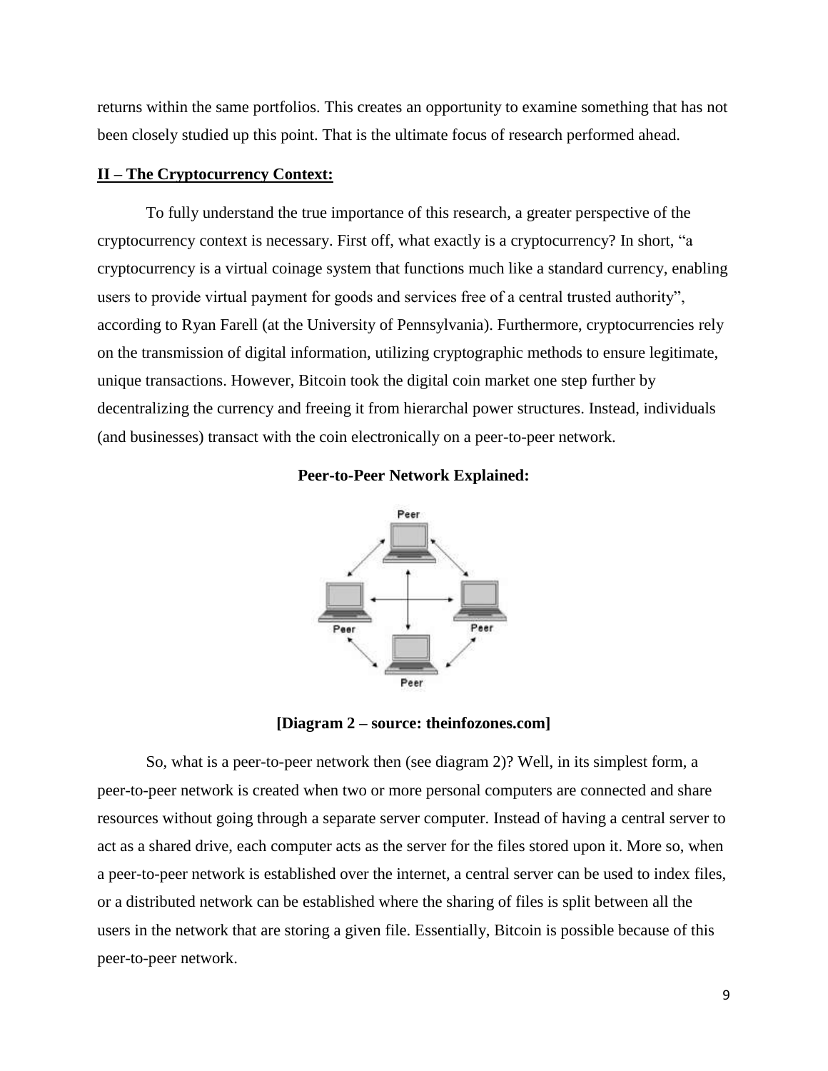returns within the same portfolios. This creates an opportunity to examine something that has not been closely studied up this point. That is the ultimate focus of research performed ahead.

## II – The Cryptocurrency Context:

To fully understand the true importance of this research, a greater perspective of the cryptocurrency context is necessary. First off, what exactly is a cryptocurrency? In short, "a cryptocurrency is a virtual coinage system that functions much like a standard currency, enabling users to provide virtual payment for goods and services free of a central trusted authority", according to Ryan Farell (at the University of Pennsylvania). Furthermore, cryptocurrencies rely on the transmission of digital information, utilizing cryptographic methods to ensure legitimate, unique transactions. However, Bitcoin took the digital coin market one step further by decentralizing the currency and freeing it from hierarchal power structures. Instead, individuals (and businesses) transact with the coin electronically on a peer-to-peer network.

**Peer-to-Peer Network Explained:**

**[Diagram 2 – source: theinfozones.com]**

So, what is a peer-to-peer network then (see diagram 2)? Well, in its simplest form, a peer-to-peer network is created when two or more personal computers are connected and share resources without going through a separate server computer. Instead of having a central server to act as a shared drive, each computer acts as the server for the files stored upon it. More so, when a peer-to-peer network is established over the internet, a central server can be used to index files, or a distributed network can be established where the sharing of files is split between all the users in the network that are storing a given file. Essentially, Bitcoin is possible because of this peer-to-peer network.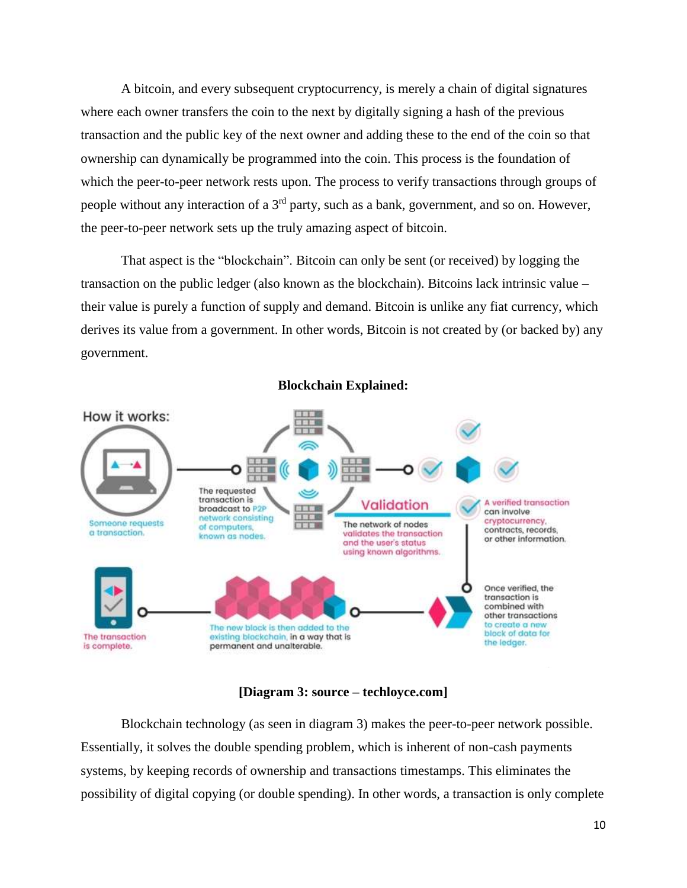A bitcoin, and every subsequent cryptocurrency, is merely a chain of digital signatures where each owner transfers the coin to the next by digitally signing a hash of the previous transaction and the public key of the next owner and adding these to the end of the coin so that ownership can dynamically be programmed into the coin. This process is the foundation of which the peer-to-peer network rests upon. The process to verify transactions through groups of people without any interaction of a 3rd party, such as a bank, government, and so on. However, the peer-to-peer network sets up the truly amazing aspect of bitcoin.

That aspect is the "blockchain". Bitcoin can only be sent (or received) by logging the transaction on the public ledger (also known as the blockchain). Bitcoins lack intrinsic value – their value is purely a function of supply and demand. Bitcoin is unlike any fiat currency, which derives its value from a government. In other words, Bitcoin is not created by (or backed by) any government.

**Blockchain Explained:**

**[Diagram 3: source – techloyce.com]**

Blockchain technology (as seen in diagram 3) makes the peer-to-peer network possible. Essentially, it solves the double spending problem, which is inherent of non-cash payments systems, by keeping records of ownership and transactions timestamps. This eliminates the possibility of digital copying (or double spending). In other words, a transaction is only complete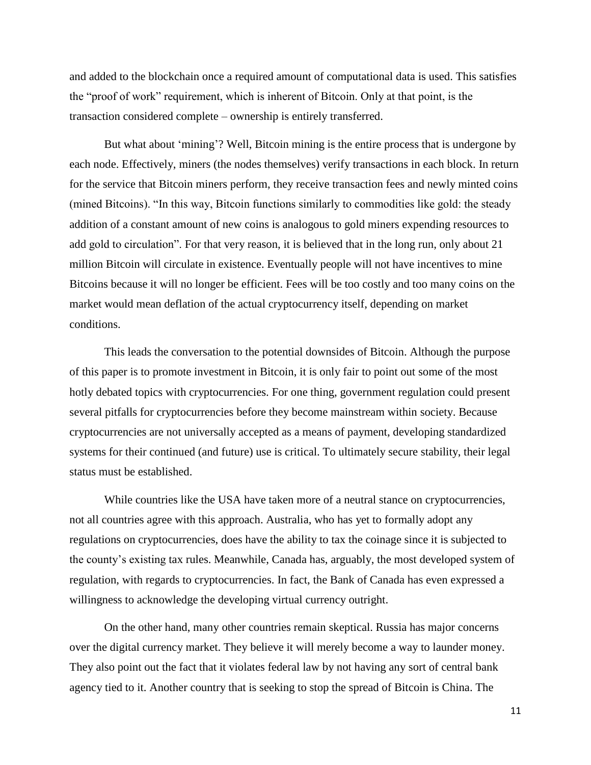and added to the blockchain once a required amount of computational data is used. This satisfies the "proof of work" requirement, which is inherent of Bitcoin. Only at that point, is the transaction considered complete – ownership is entirely transferred.

But what about 'mining'? Well, Bitcoin mining is the entire process that is undergone by each node. Effectively, miners (the nodes themselves) verify transactions in each block. In return for the service that Bitcoin miners perform, they receive transaction fees and newly minted coins (mined Bitcoins). "In this way, Bitcoin functions similarly to commodities like gold: the steady addition of a constant amount of new coins is analogous to gold miners expending resources to add gold to circulation". For that very reason, it is believed that in the long run, only about 21 million Bitcoin will circulate in existence. Eventually people will not have incentives to mine Bitcoins because it will no longer be efficient. Fees will be too costly and too many coins on the market would mean deflation of the actual cryptocurrency itself, depending on market conditions.

This leads the conversation to the potential downsides of Bitcoin. Although the purpose of this paper is to promote investment in Bitcoin, it is only fair to point out some of the most hotly debated topics with cryptocurrencies. For one thing, government regulation could present several pitfalls for cryptocurrencies before they become mainstream within society. Because cryptocurrencies are not universally accepted as a means of payment, developing standardized systems for their continued (and future) use is critical. To ultimately secure stability, their legal status must be established.

While countries like the USA have taken more of a neutral stance on cryptocurrencies, not all countries agree with this approach. Australia, who has yet to formally adopt any regulations on cryptocurrencies, does have the ability to tax the coinage since it is subjected to the county's existing tax rules. Meanwhile, Canada has, arguably, the most developed system of regulation, with regards to cryptocurrencies. In fact, the Bank of Canada has even expressed a willingness to acknowledge the developing virtual currency outright.

On the other hand, many other countries remain skeptical. Russia has major concerns over the digital currency market. They believe it will merely become a way to launder money. They also point out the fact that it violates federal law by not having any sort of central bank agency tied to it. Another country that is seeking to stop the spread of Bitcoin is China. The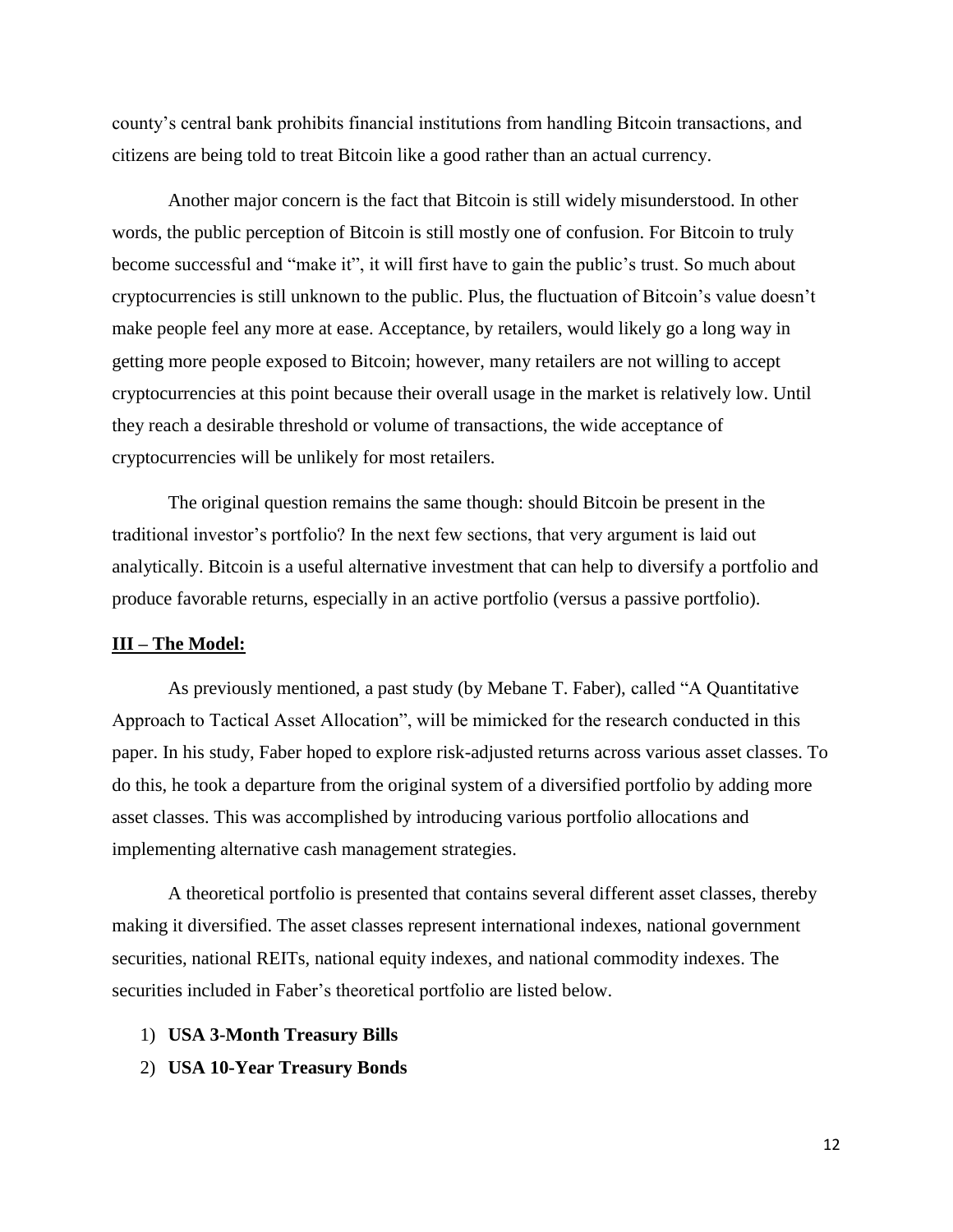county's central bank prohibits financial institutions from handling Bitcoin transactions, and citizens are being told to treat Bitcoin like a good rather than an actual currency.

Another major concern is the fact that Bitcoin is still widely misunderstood. In other words, the public perception of Bitcoin is still mostly one of confusion. For Bitcoin to truly become successful and "make it", it will first have to gain the public's trust. So much about cryptocurrencies is still unknown to the public. Plus, the fluctuation of Bitcoin's value doesn't make people feel any more at ease. Acceptance, by retailers, would likely go a long way in getting more people exposed to Bitcoin; however, many retailers are not willing to accept cryptocurrencies at this point because their overall usage in the market is relatively low. Until they reach a desirable threshold or volume of transactions, the wide acceptance of cryptocurrencies will be unlikely for most retailers.

The original question remains the same though: should Bitcoin be present in the traditional investor's portfolio? In the next few sections, that very argument is laid out analytically. Bitcoin is a useful alternative investment that can help to diversify a portfolio and produce favorable returns, especially in an active portfolio (versus a passive portfolio).

## III – The Model:

As previously mentioned, a past study (by Mebane T. Faber), called "A Quantitative Approach to Tactical Asset Allocation", will be mimicked for the research conducted in this paper. In his study, Faber hoped to explore risk-adjusted returns across various asset classes. To do this, he took a departure from the original system of a diversified portfolio by adding more asset classes. This was accomplished by introducing various portfolio allocations and implementing alternative cash management strategies.

A theoretical portfolio is presented that contains several different asset classes, thereby making it diversified. The asset classes represent international indexes, national government securities, national REITs, national equity indexes, and national commodity indexes. The securities included in Faber's theoretical portfolio are listed below.

1) **USA 3-Month Treasury Bills**
2) **USA 10-Year Treasury Bonds**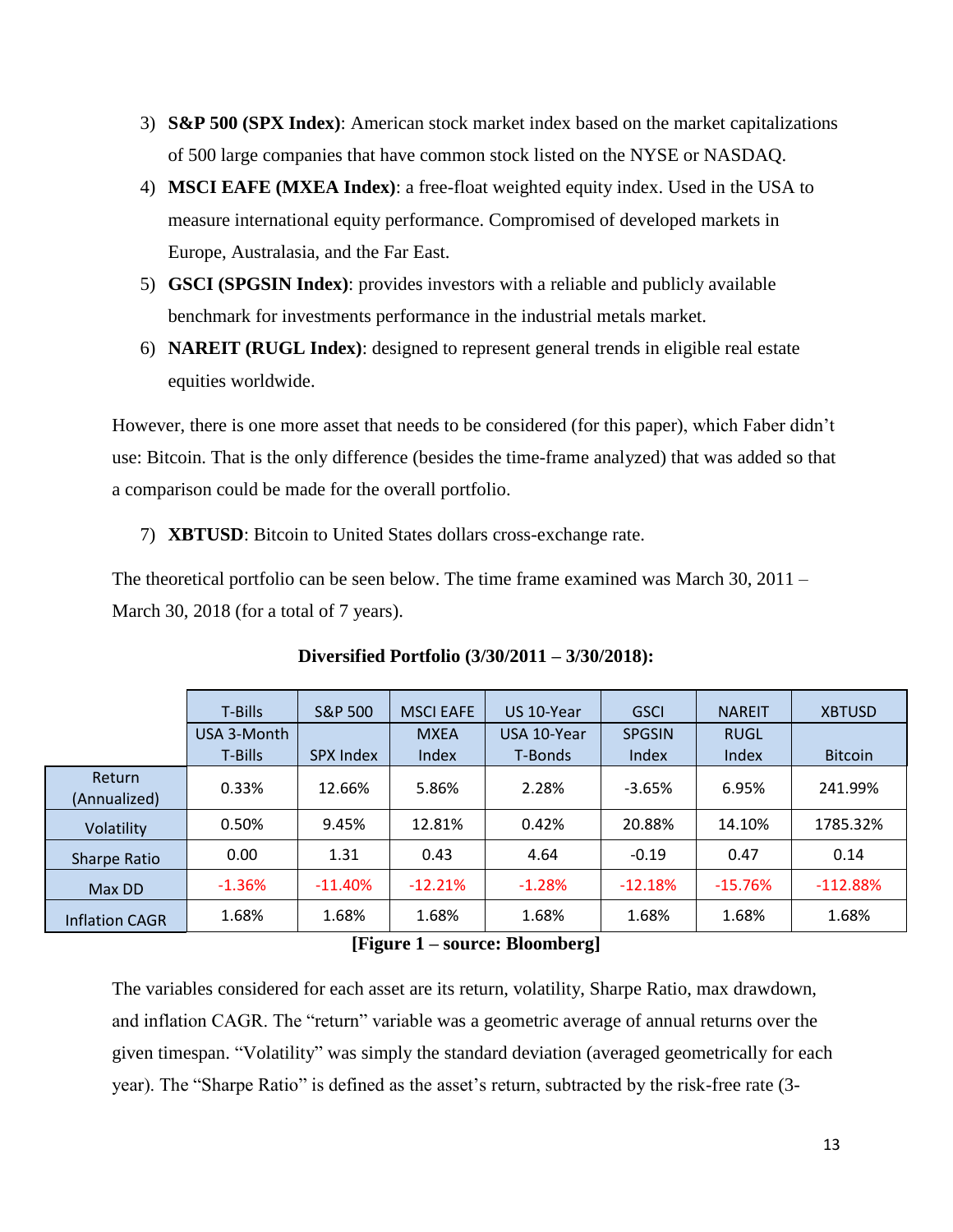3) **S&P 500 (SPX Index)**: American stock market index based on the market capitalizations of 500 large companies that have common stock listed on the NYSE or NASDAQ.
4) **MSCI EAFE (MXEA Index)**: a free-float weighted equity index. Used in the USA to measure international equity performance. Compromised of developed markets in Europe, Australasia, and the Far East.
5) **GSCI (SPGSIN Index)**: provides investors with a reliable and publicly available benchmark for investments performance in the industrial metals market.
6) **NAREIT (RUGL Index)**: designed to represent general trends in eligible real estate equities worldwide.

However, there is one more asset that needs to be considered (for this paper), which Faber didn't use: Bitcoin. That is the only difference (besides the time-frame analyzed) that was added so that a comparison could be made for the overall portfolio.

7) **XBTUSD**: Bitcoin to United States dollars cross-exchange rate.

The theoretical portfolio can be seen below. The time frame examined was March 30, 2011 – March 30, 2018 (for a total of 7 years).

**Diversified Portfolio (3/30/2011 – 3/30/2018):**

| | T-Bills | S&P 500 | MSCI EAFE | US 10-Year | GSCI | NAREIT | XBTUSD |
|---|---|---|---|---|---|---|---|
| | USA 3-Month T-Bills | SPX Index | MXEA Index | USA 10-Year T-Bonds | SPGSIN Index | RUGL Index | Bitcoin |
| Return (Annualized) | 0.33% | 12.66% | 5.86% | 2.28% | -3.65% | 6.95% | 241.99% |
| Volatility | 0.50% | 9.45% | 12.81% | 0.42% | 20.88% | 14.10% | 1785.32% |
| Sharpe Ratio | 0.00 | 1.31 | 0.43 | 4.64 | -0.19 | 0.47 | 0.14 |
| Max DD | -1.36% | -11.40% | -12.21% | -1.28% | -12.18% | -15.76% | -112.88% |
| Inflation CAGR | 1.68% | 1.68% | 1.68% | 1.68% | 1.68% | 1.68% | 1.68% |

**[Figure 1 – source: Bloomberg]**

The variables considered for each asset are its return, volatility, Sharpe Ratio, max drawdown, and inflation CAGR. The "return" variable was a geometric average of annual returns over the given timespan. "Volatility" was simply the standard deviation (averaged geometrically for each year). The "Sharpe Ratio" is defined as the asset's return, subtracted by the risk-free rate (3-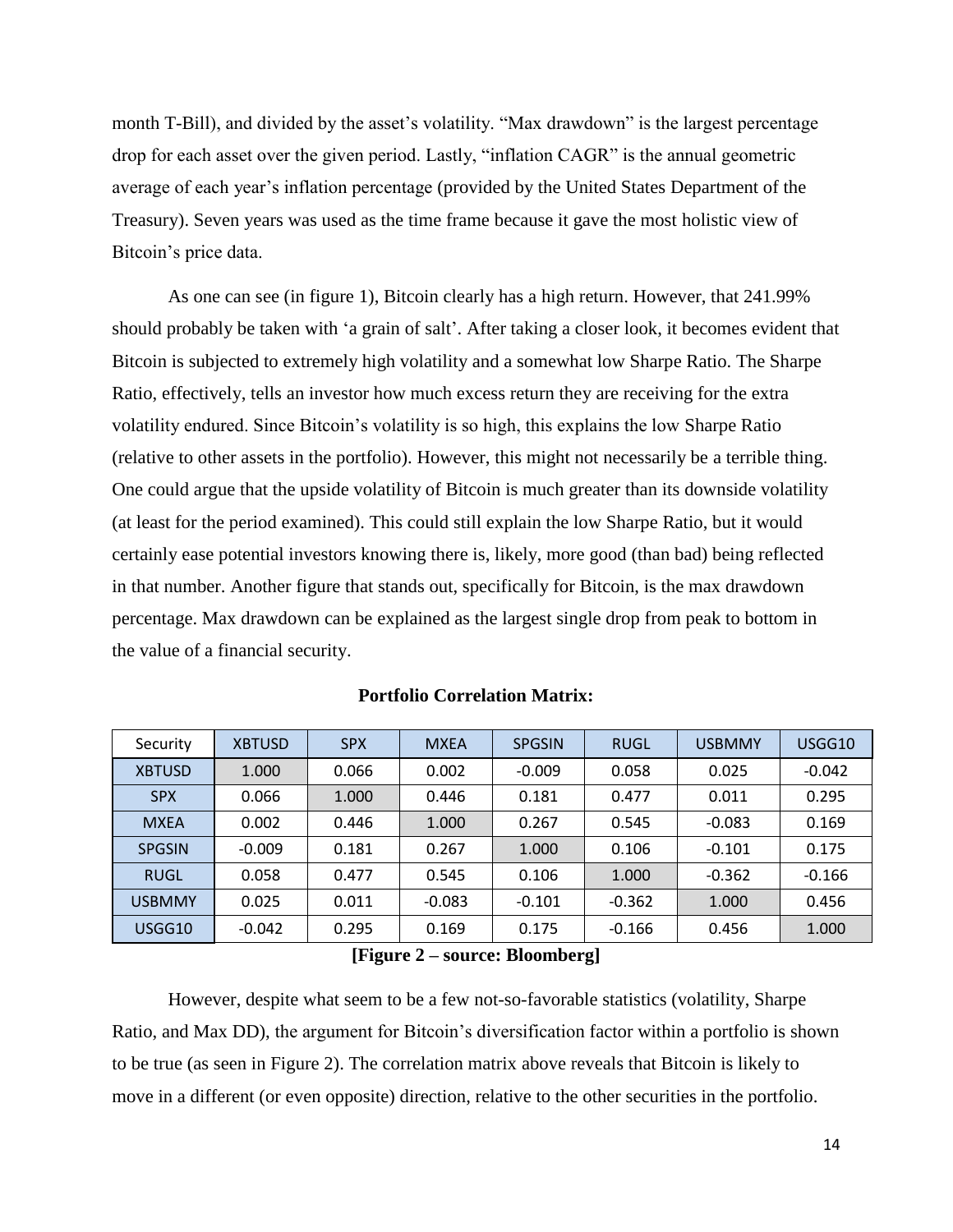month T-Bill), and divided by the asset's volatility. "Max drawdown" is the largest percentage drop for each asset over the given period. Lastly, "inflation CAGR" is the annual geometric average of each year's inflation percentage (provided by the United States Department of the Treasury). Seven years was used as the time frame because it gave the most holistic view of Bitcoin's price data.

As one can see (in figure 1), Bitcoin clearly has a high return. However, that 241.99% should probably be taken with 'a grain of salt'. After taking a closer look, it becomes evident that Bitcoin is subjected to extremely high volatility and a somewhat low Sharpe Ratio. The Sharpe Ratio, effectively, tells an investor how much excess return they are receiving for the extra volatility endured. Since Bitcoin's volatility is so high, this explains the low Sharpe Ratio (relative to other assets in the portfolio). However, this might not necessarily be a terrible thing. One could argue that the upside volatility of Bitcoin is much greater than its downside volatility (at least for the period examined). This could still explain the low Sharpe Ratio, but it would certainly ease potential investors knowing there is, likely, more good (than bad) being reflected in that number. Another figure that stands out, specifically for Bitcoin, is the max drawdown percentage. Max drawdown can be explained as the largest single drop from peak to bottom in the value of a financial security.

**Portfolio Correlation Matrix:**

| Security | XBTUSD | SPX | MXEA | SPGSIN | RUGL | USBMMY | USGG10 |
|---|---|---|---|---|---|---|---|
| XBTUSD | 1.000 | 0.066 | 0.002 | -0.009 | 0.058 | 0.025 | -0.042 |
| SPX | 0.066 | 1.000 | 0.446 | 0.181 | 0.477 | 0.011 | 0.295 |
| MXEA | 0.002 | 0.446 | 1.000 | 0.267 | 0.545 | -0.083 | 0.169 |
| SPGSIN | -0.009 | 0.181 | 0.267 | 1.000 | 0.106 | -0.101 | 0.175 |
| RUGL | 0.058 | 0.477 | 0.545 | 0.106 | 1.000 | -0.362 | -0.166 |
| USBMMY | 0.025 | 0.011 | -0.083 | -0.101 | -0.362 | 1.000 | 0.456 |
| USGG10 | -0.042 | 0.295 | 0.169 | 0.175 | -0.166 | 0.456 | 1.000 |

**[Figure 2 – source: Bloomberg]**

However, despite what seem to be a few not-so-favorable statistics (volatility, Sharpe Ratio, and Max DD), the argument for Bitcoin's diversification factor within a portfolio is shown to be true (as seen in Figure 2). The correlation matrix above reveals that Bitcoin is likely to move in a different (or even opposite) direction, relative to the other securities in the portfolio.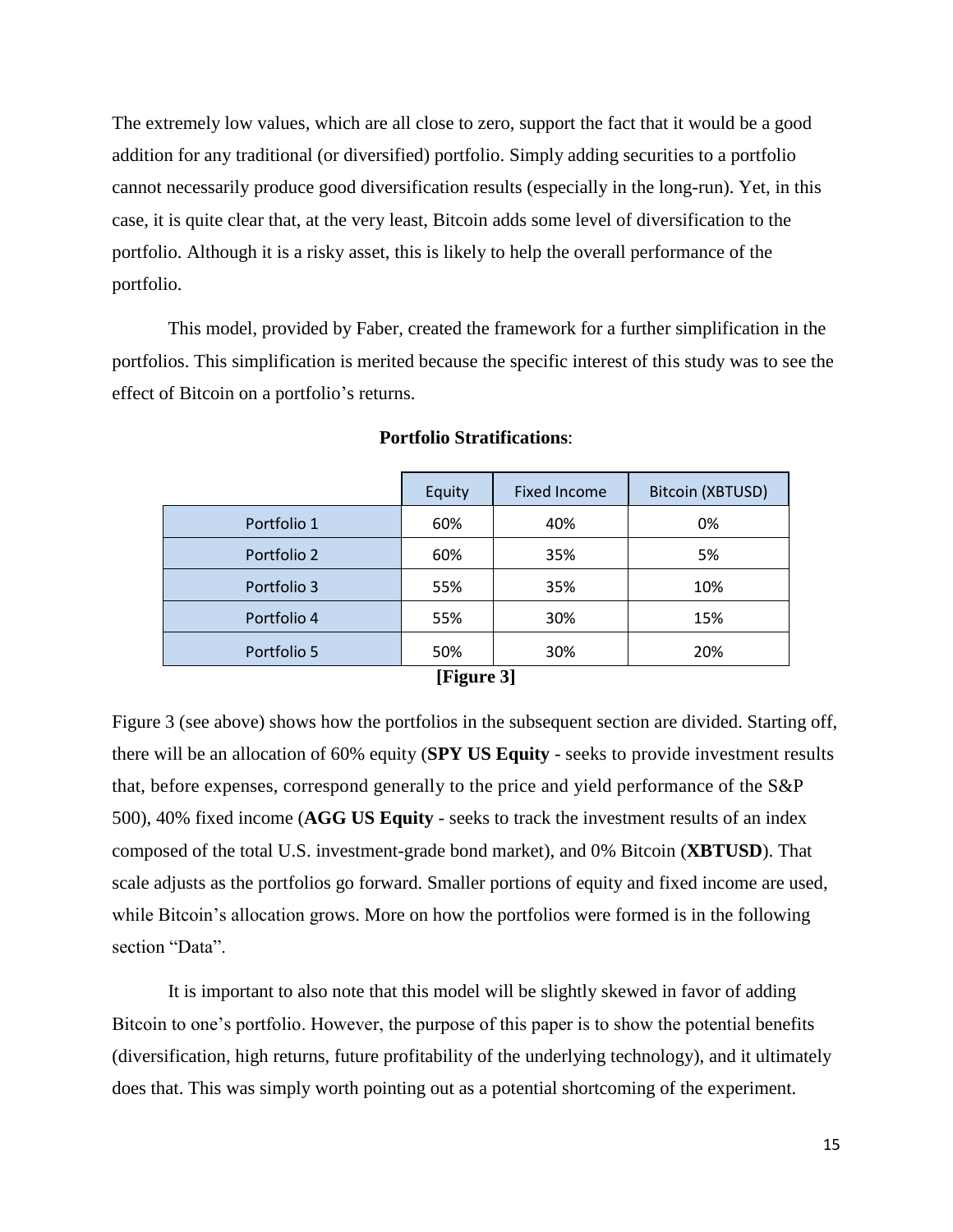The extremely low values, which are all close to zero, support the fact that it would be a good addition for any traditional (or diversified) portfolio. Simply adding securities to a portfolio cannot necessarily produce good diversification results (especially in the long-run). Yet, in this case, it is quite clear that, at the very least, Bitcoin adds some level of diversification to the portfolio. Although it is a risky asset, this is likely to help the overall performance of the portfolio.

This model, provided by Faber, created the framework for a further simplification in the portfolios. This simplification is merited because the specific interest of this study was to see the effect of Bitcoin on a portfolio's returns.

**Portfolio Stratifications**:

| | Equity | Fixed Income | Bitcoin (XBTUSD) |
|---|---|---|---|
| Portfolio 1 | 60% | 40% | 0% |
| Portfolio 2 | 60% | 35% | 5% |
| Portfolio 3 | 55% | 35% | 10% |
| Portfolio 4 | 55% | 30% | 15% |
| Portfolio 5 | 50% | 30% | 20% |

**[Figure 3]**

Figure 3 (see above) shows how the portfolios in the subsequent section are divided. Starting off, there will be an allocation of 60% equity (**SPY US Equity** - seeks to provide investment results that, before expenses, correspond generally to the price and yield performance of the S&P 500), 40% fixed income (**AGG US Equity** - seeks to track the investment results of an index composed of the total U.S. investment-grade bond market), and 0% Bitcoin (**XBTUSD**). That scale adjusts as the portfolios go forward. Smaller portions of equity and fixed income are used, while Bitcoin's allocation grows. More on how the portfolios were formed is in the following section "Data".

It is important to also note that this model will be slightly skewed in favor of adding Bitcoin to one's portfolio. However, the purpose of this paper is to show the potential benefits (diversification, high returns, future profitability of the underlying technology), and it ultimately does that. This was simply worth pointing out as a potential shortcoming of the experiment.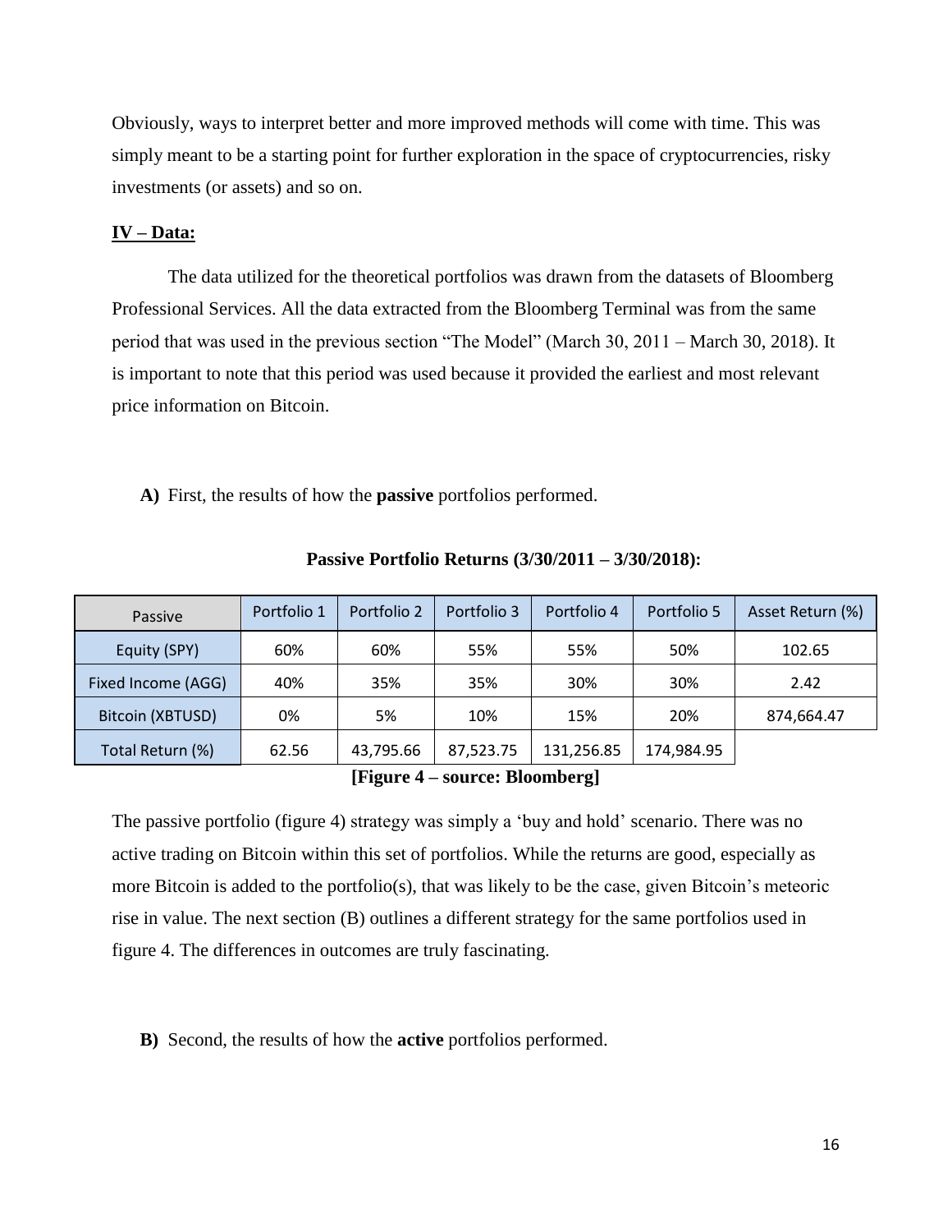Obviously, ways to interpret better and more improved methods will come with time. This was simply meant to be a starting point for further exploration in the space of cryptocurrencies, risky investments (or assets) and so on.

## IV – Data:

The data utilized for the theoretical portfolios was drawn from the datasets of Bloomberg Professional Services. All the data extracted from the Bloomberg Terminal was from the same period that was used in the previous section "The Model" (March 30, 2011 – March 30, 2018). It is important to note that this period was used because it provided the earliest and most relevant price information on Bitcoin.

**A)** First, the results of how the **passive** portfolios performed.

**Passive Portfolio Returns (3/30/2011 – 3/30/2018):**

| Passive | Portfolio 1 | Portfolio 2 | Portfolio 3 | Portfolio 4 | Portfolio 5 | Asset Return (%) |
|---|---|---|---|---|---|---|
| Equity (SPY) | 60% | 60% | 55% | 55% | 50% | 102.65 |
| Fixed Income (AGG) | 40% | 35% | 35% | 30% | 30% | 2.42 |
| Bitcoin (XBTUSD) | 0% | 5% | 10% | 15% | 20% | 874,664.47 |
| Total Return (%) | 62.56 | 43,795.66 | 87,523.75 | 131,256.85 | 174,984.95 | |

**[Figure 4 – source: Bloomberg]**

The passive portfolio (figure 4) strategy was simply a 'buy and hold' scenario. There was no active trading on Bitcoin within this set of portfolios. While the returns are good, especially as more Bitcoin is added to the portfolio(s), that was likely to be the case, given Bitcoin's meteoric rise in value. The next section (B) outlines a different strategy for the same portfolios used in figure 4. The differences in outcomes are truly fascinating.

**B)** Second, the results of how the **active** portfolios performed.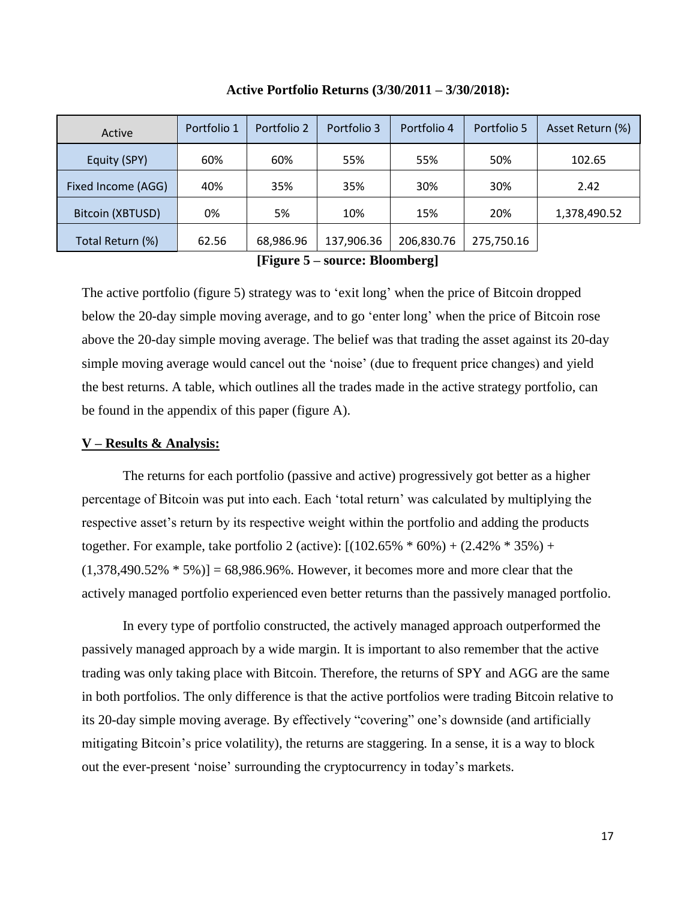**Active Portfolio Returns (3/30/2011 – 3/30/2018):**

| Active | Portfolio 1 | Portfolio 2 | Portfolio 3 | Portfolio 4 | Portfolio 5 | Asset Return (%) |
|---|---|---|---|---|---|---|
| Equity (SPY) | 60% | 60% | 55% | 55% | 50% | 102.65 |
| Fixed Income (AGG) | 40% | 35% | 35% | 30% | 30% | 2.42 |
| Bitcoin (XBTUSD) | 0% | 5% | 10% | 15% | 20% | 1,378,490.52 |
| Total Return (%) | 62.56 | 68,986.96 | 137,906.36 | 206,830.76 | 275,750.16 | |

**[Figure 5 – source: Bloomberg]**

The active portfolio (figure 5) strategy was to 'exit long' when the price of Bitcoin dropped below the 20-day simple moving average, and to go 'enter long' when the price of Bitcoin rose above the 20-day simple moving average. The belief was that trading the asset against its 20-day simple moving average would cancel out the 'noise' (due to frequent price changes) and yield the best returns. A table, which outlines all the trades made in the active strategy portfolio, can be found in the appendix of this paper (figure A).

## V – Results & Analysis:

The returns for each portfolio (passive and active) progressively got better as a higher percentage of Bitcoin was put into each. Each 'total return' was calculated by multiplying the respective asset's return by its respective weight within the portfolio and adding the products together. For example, take portfolio 2 (active): [(102.65% * 60%) + (2.42% * 35%) + (1,378,490.52% * 5%)] = 68,986.96%. However, it becomes more and more clear that the actively managed portfolio experienced even better returns than the passively managed portfolio.

In every type of portfolio constructed, the actively managed approach outperformed the passively managed approach by a wide margin. It is important to also remember that the active trading was only taking place with Bitcoin. Therefore, the returns of SPY and AGG are the same in both portfolios. The only difference is that the active portfolios were trading Bitcoin relative to its 20-day simple moving average. By effectively "covering" one's downside (and artificially mitigating Bitcoin's price volatility), the returns are staggering. In a sense, it is a way to block out the ever-present 'noise' surrounding the cryptocurrency in today's markets.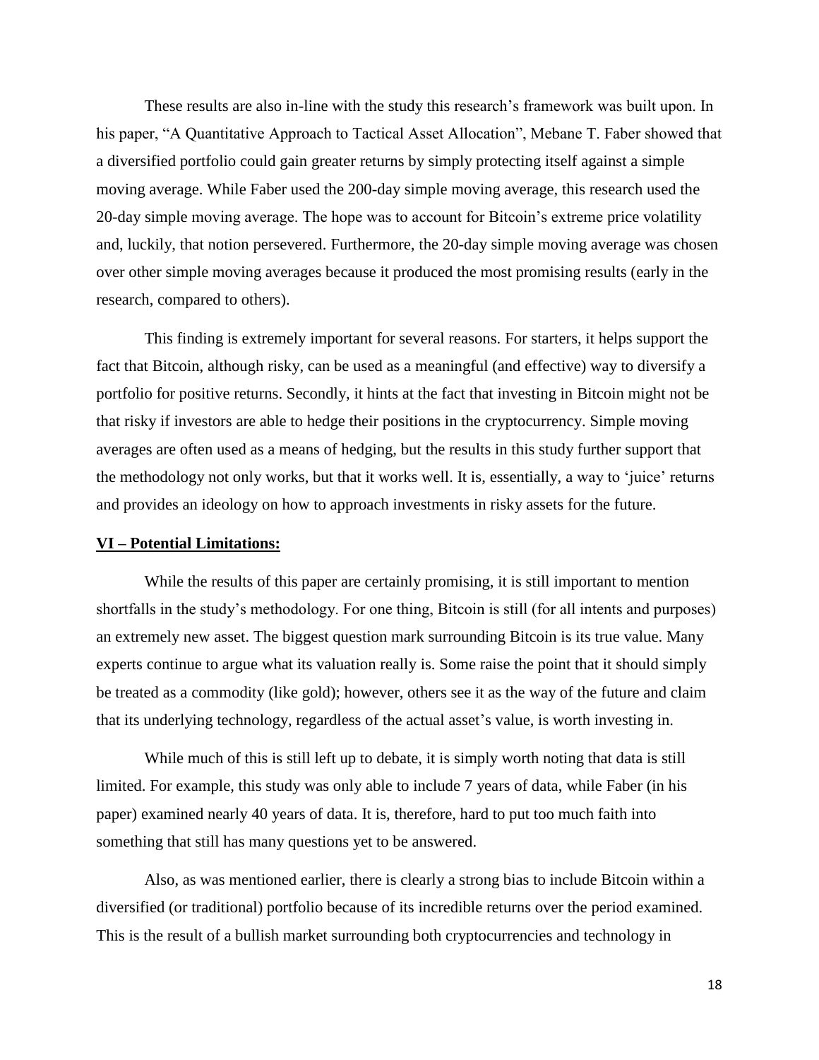These results are also in-line with the study this research's framework was built upon. In his paper, "A Quantitative Approach to Tactical Asset Allocation", Mebane T. Faber showed that a diversified portfolio could gain greater returns by simply protecting itself against a simple moving average. While Faber used the 200-day simple moving average, this research used the 20-day simple moving average. The hope was to account for Bitcoin's extreme price volatility and, luckily, that notion persevered. Furthermore, the 20-day simple moving average was chosen over other simple moving averages because it produced the most promising results (early in the research, compared to others).

This finding is extremely important for several reasons. For starters, it helps support the fact that Bitcoin, although risky, can be used as a meaningful (and effective) way to diversify a portfolio for positive returns. Secondly, it hints at the fact that investing in Bitcoin might not be that risky if investors are able to hedge their positions in the cryptocurrency. Simple moving averages are often used as a means of hedging, but the results in this study further support that the methodology not only works, but that it works well. It is, essentially, a way to 'juice' returns and provides an ideology on how to approach investments in risky assets for the future.

## VI – Potential Limitations:

While the results of this paper are certainly promising, it is still important to mention shortfalls in the study's methodology. For one thing, Bitcoin is still (for all intents and purposes) an extremely new asset. The biggest question mark surrounding Bitcoin is its true value. Many experts continue to argue what its valuation really is. Some raise the point that it should simply be treated as a commodity (like gold); however, others see it as the way of the future and claim that its underlying technology, regardless of the actual asset's value, is worth investing in.

While much of this is still left up to debate, it is simply worth noting that data is still limited. For example, this study was only able to include 7 years of data, while Faber (in his paper) examined nearly 40 years of data. It is, therefore, hard to put too much faith into something that still has many questions yet to be answered.

Also, as was mentioned earlier, there is clearly a strong bias to include Bitcoin within a diversified (or traditional) portfolio because of its incredible returns over the period examined. This is the result of a bullish market surrounding both cryptocurrencies and technology in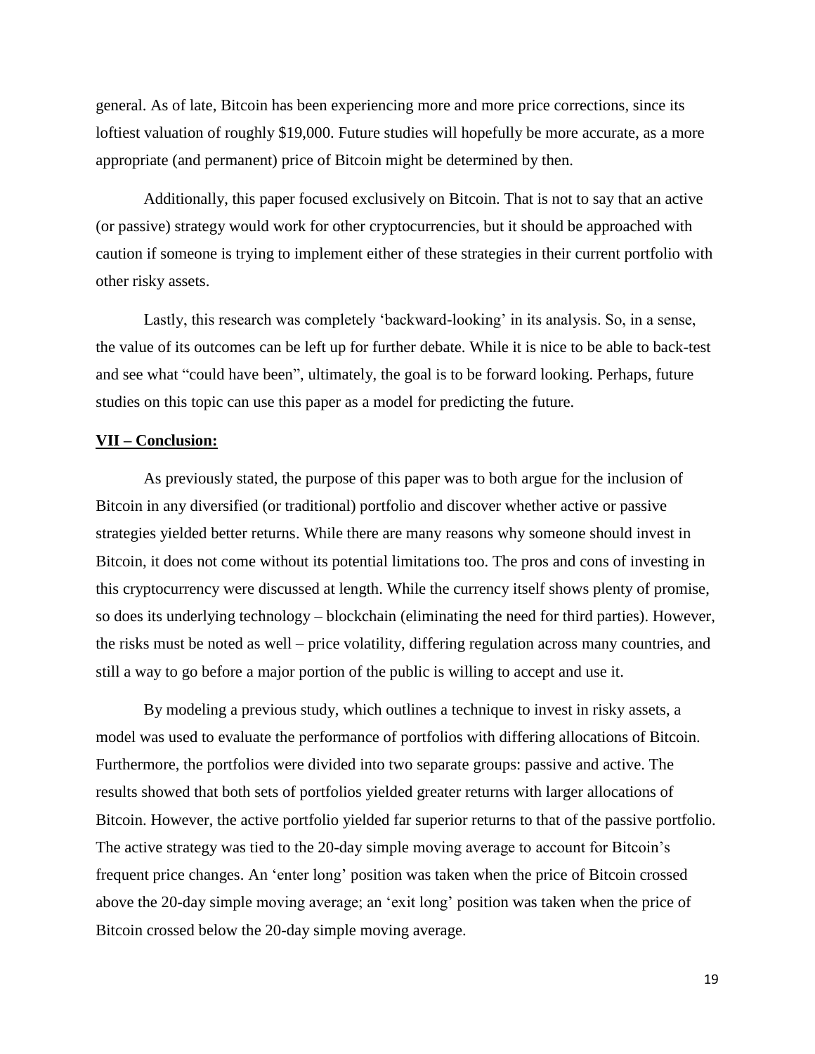general. As of late, Bitcoin has been experiencing more and more price corrections, since its loftiest valuation of roughly $19,000. Future studies will hopefully be more accurate, as a more appropriate (and permanent) price of Bitcoin might be determined by then.

Additionally, this paper focused exclusively on Bitcoin. That is not to say that an active (or passive) strategy would work for other cryptocurrencies, but it should be approached with caution if someone is trying to implement either of these strategies in their current portfolio with other risky assets.

Lastly, this research was completely 'backward-looking' in its analysis. So, in a sense, the value of its outcomes can be left up for further debate. While it is nice to be able to back-test and see what "could have been", ultimately, the goal is to be forward looking. Perhaps, future studies on this topic can use this paper as a model for predicting the future.

## VII – Conclusion:

As previously stated, the purpose of this paper was to both argue for the inclusion of Bitcoin in any diversified (or traditional) portfolio and discover whether active or passive strategies yielded better returns. While there are many reasons why someone should invest in Bitcoin, it does not come without its potential limitations too. The pros and cons of investing in this cryptocurrency were discussed at length. While the currency itself shows plenty of promise, so does its underlying technology – blockchain (eliminating the need for third parties). However, the risks must be noted as well – price volatility, differing regulation across many countries, and still a way to go before a major portion of the public is willing to accept and use it.

By modeling a previous study, which outlines a technique to invest in risky assets, a model was used to evaluate the performance of portfolios with differing allocations of Bitcoin. Furthermore, the portfolios were divided into two separate groups: passive and active. The results showed that both sets of portfolios yielded greater returns with larger allocations of Bitcoin. However, the active portfolio yielded far superior returns to that of the passive portfolio. The active strategy was tied to the 20-day simple moving average to account for Bitcoin's frequent price changes. An 'enter long' position was taken when the price of Bitcoin crossed above the 20-day simple moving average; an 'exit long' position was taken when the price of Bitcoin crossed below the 20-day simple moving average.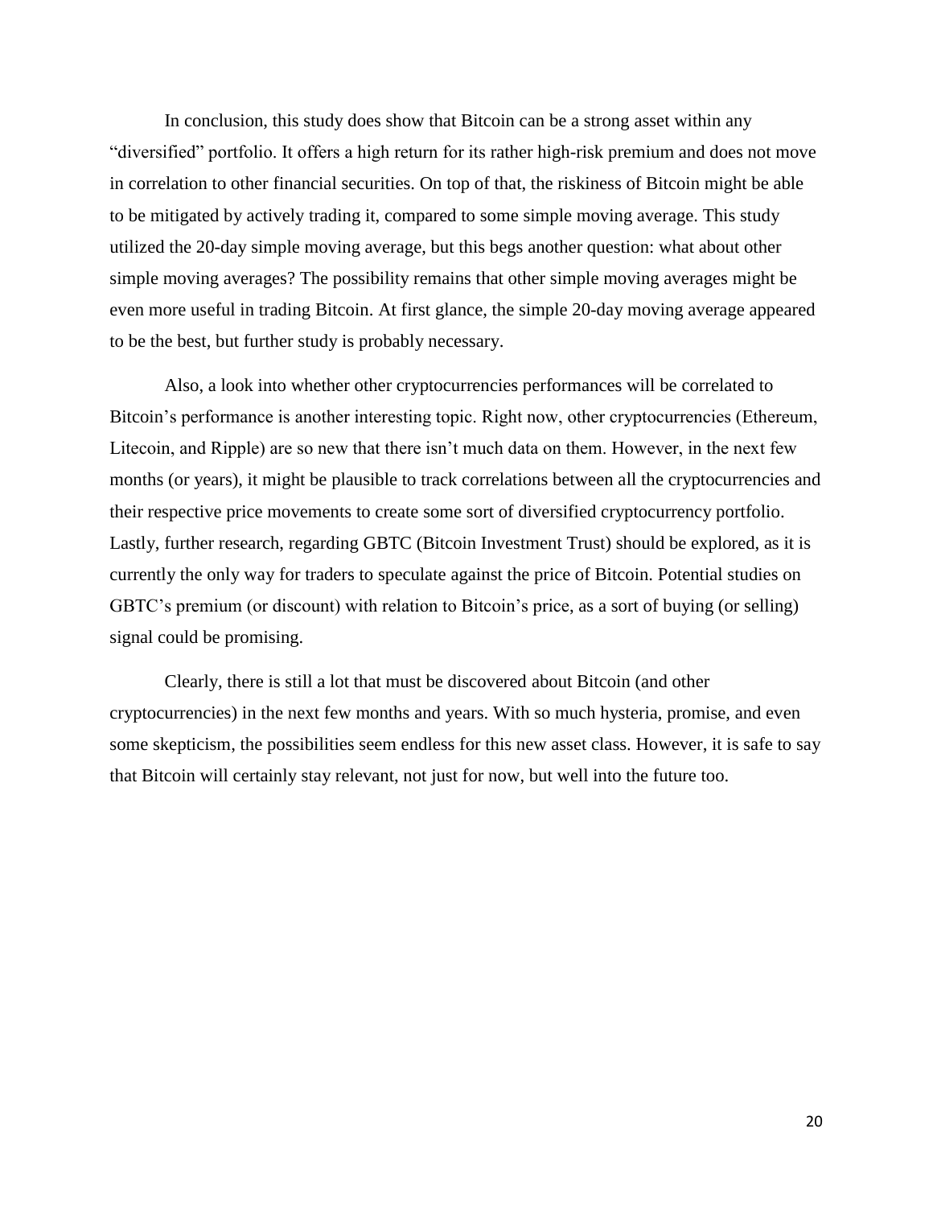In conclusion, this study does show that Bitcoin can be a strong asset within any "diversified" portfolio. It offers a high return for its rather high-risk premium and does not move in correlation to other financial securities. On top of that, the riskiness of Bitcoin might be able to be mitigated by actively trading it, compared to some simple moving average. This study utilized the 20-day simple moving average, but this begs another question: what about other simple moving averages? The possibility remains that other simple moving averages might be even more useful in trading Bitcoin. At first glance, the simple 20-day moving average appeared to be the best, but further study is probably necessary.

Also, a look into whether other cryptocurrencies performances will be correlated to Bitcoin's performance is another interesting topic. Right now, other cryptocurrencies (Ethereum, Litecoin, and Ripple) are so new that there isn't much data on them. However, in the next few months (or years), it might be plausible to track correlations between all the cryptocurrencies and their respective price movements to create some sort of diversified cryptocurrency portfolio. Lastly, further research, regarding GBTC (Bitcoin Investment Trust) should be explored, as it is currently the only way for traders to speculate against the price of Bitcoin. Potential studies on GBTC's premium (or discount) with relation to Bitcoin's price, as a sort of buying (or selling) signal could be promising.

Clearly, there is still a lot that must be discovered about Bitcoin (and other cryptocurrencies) in the next few months and years. With so much hysteria, promise, and even some skepticism, the possibilities seem endless for this new asset class. However, it is safe to say that Bitcoin will certainly stay relevant, not just for now, but well into the future too.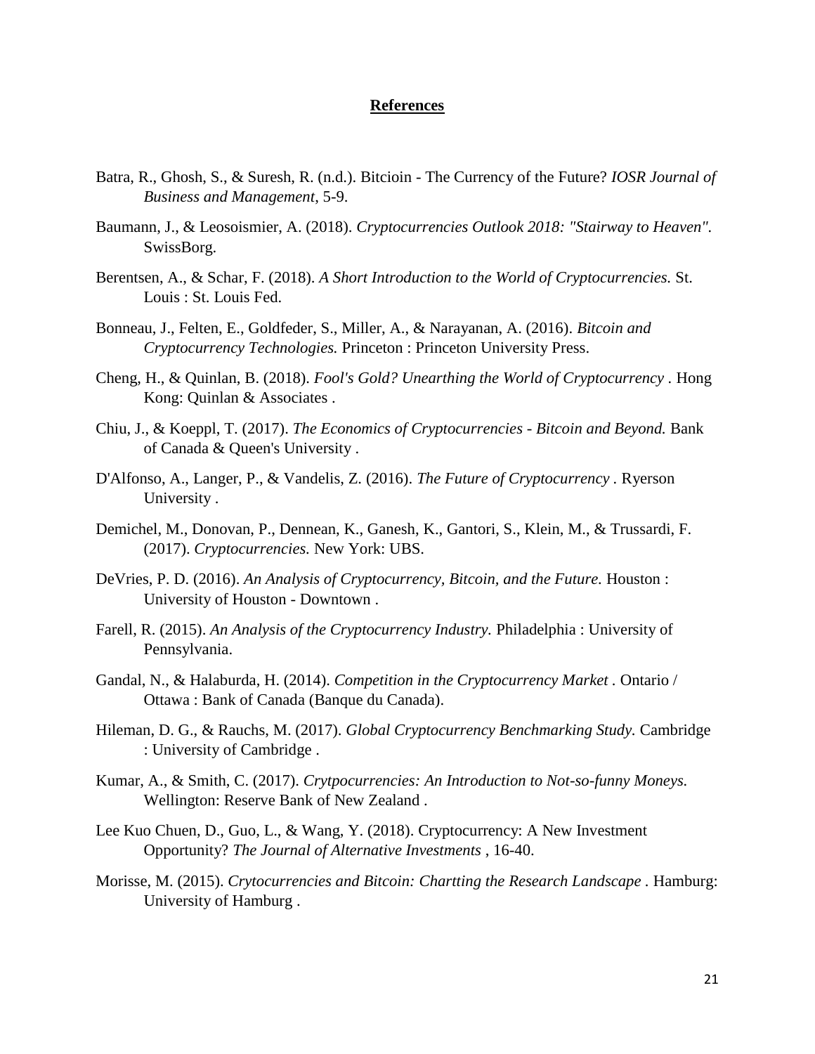## References

Batra, R., Ghosh, S., & Suresh, R. (n.d.). Bitcioin - The Currency of the Future? *IOSR Journal of Business and Management*, 5-9.

Baumann, J., & Leosoismier, A. (2018). *Cryptocurrencies Outlook 2018: "Stairway to Heaven".* SwissBorg.

Berentsen, A., & Schar, F. (2018). *A Short Introduction to the World of Cryptocurrencies.* St. Louis : St. Louis Fed.

Bonneau, J., Felten, E., Goldfeder, S., Miller, A., & Narayanan, A. (2016). *Bitcoin and Cryptocurrency Technologies.* Princeton : Princeton University Press.

Cheng, H., & Quinlan, B. (2018). *Fool's Gold? Unearthing the World of Cryptocurrency .* Hong Kong: Quinlan & Associates .

Chiu, J., & Koeppl, T. (2017). *The Economics of Cryptocurrencies - Bitcoin and Beyond.* Bank of Canada & Queen's University .

D'Alfonso, A., Langer, P., & Vandelis, Z. (2016). *The Future of Cryptocurrency .* Ryerson University .

Demichel, M., Donovan, P., Dennean, K., Ganesh, K., Gantori, S., Klein, M., & Trussardi, F. (2017). *Cryptocurrencies.* New York: UBS.

DeVries, P. D. (2016). *An Analysis of Cryptocurrency, Bitcoin, and the Future.* Houston : University of Houston - Downtown .

Farell, R. (2015). *An Analysis of the Cryptocurrency Industry.* Philadelphia : University of Pennsylvania.

Gandal, N., & Halaburda, H. (2014). *Competition in the Cryptocurrency Market .* Ontario / Ottawa : Bank of Canada (Banque du Canada).

Hileman, D. G., & Rauchs, M. (2017). *Global Cryptocurrency Benchmarking Study.* Cambridge : University of Cambridge .

Kumar, A., & Smith, C. (2017). *Crytpocurrencies: An Introduction to Not-so-funny Moneys.* Wellington: Reserve Bank of New Zealand .

Lee Kuo Chuen, D., Guo, L., & Wang, Y. (2018). Cryptocurrency: A New Investment Opportunity? *The Journal of Alternative Investments* , 16-40.

Morisse, M. (2015). *Crytocurrencies and Bitcoin: Chartting the Research Landscape .* Hamburg: University of Hamburg .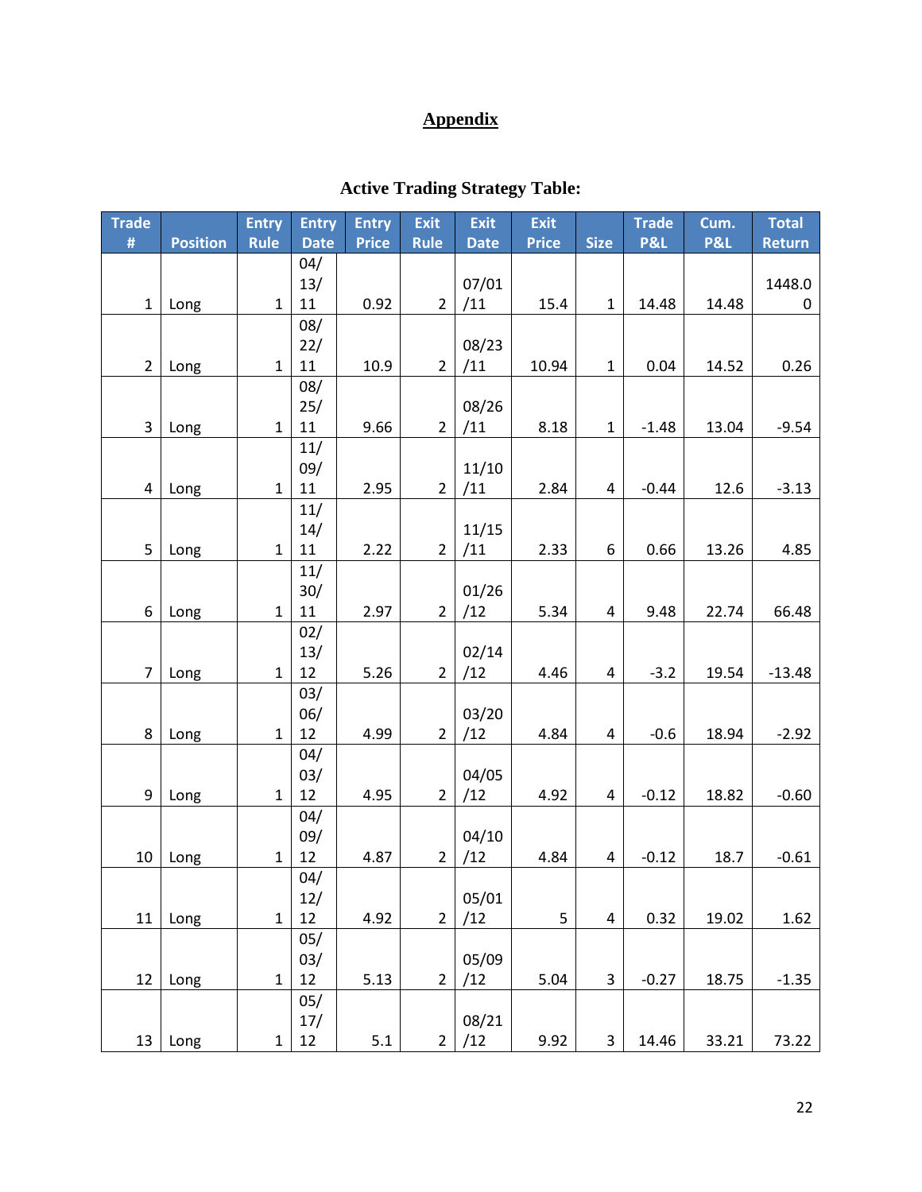## Appendix

### Active Trading Strategy Table:

| Trade # | Position | Entry Rule | Entry Date | Entry Price | Exit Rule | Exit Date | Exit Price | Size | Trade P&L | Cum. P&L | Total Return |
|---|---|---|---|---|---|---|---|---|---|---|---|
| 1 | Long | 1 | 04/13/11 | 0.92 | 2 | 07/01/11 | 15.4 | 1 | 14.48 | 14.48 | 1448.00 |
| 2 | Long | 1 | 08/22/11 | 10.9 | 2 | 08/23/11 | 10.94 | 1 | 0.04 | 14.52 | 0.26 |
| 3 | Long | 1 | 08/25/11 | 9.66 | 2 | 08/26/11 | 8.18 | 1 | -1.48 | 13.04 | -9.54 |
| 4 | Long | 1 | 11/09/11 | 2.95 | 2 | 11/10/11 | 2.84 | 4 | -0.44 | 12.6 | -3.13 |
| 5 | Long | 1 | 11/14/11 | 2.22 | 2 | 11/15/11 | 2.33 | 6 | 0.66 | 13.26 | 4.85 |
| 6 | Long | 1 | 11/30/11 | 2.97 | 2 | 01/26/12 | 5.34 | 4 | 9.48 | 22.74 | 66.48 |
| 7 | Long | 1 | 02/13/12 | 5.26 | 2 | 02/14/12 | 4.46 | 4 | -3.2 | 19.54 | -13.48 |
| 8 | Long | 1 | 03/06/12 | 4.99 | 2 | 03/20/12 | 4.84 | 4 | -0.6 | 18.94 | -2.92 |
| 9 | Long | 1 | 04/03/12 | 4.95 | 2 | 04/05/12 | 4.92 | 4 | -0.12 | 18.82 | -0.60 |
| 10 | Long | 1 | 04/09/12 | 4.87 | 2 | 04/10/12 | 4.84 | 4 | -0.12 | 18.7 | -0.61 |
| 11 | Long | 1 | 04/12/12 | 4.92 | 2 | 05/01/12 | 5 | 4 | 0.32 | 19.02 | 1.62 |
| 12 | Long | 1 | 05/03/12 | 5.13 | 2 | 05/09/12 | 5.04 | 3 | -0.27 | 18.75 | -1.35 |
| 13 | Long | 1 | 05/17/12 | 5.1 | 2 | 08/21/12 | 9.92 | 3 | 14.46 | 33.21 | 73.22 |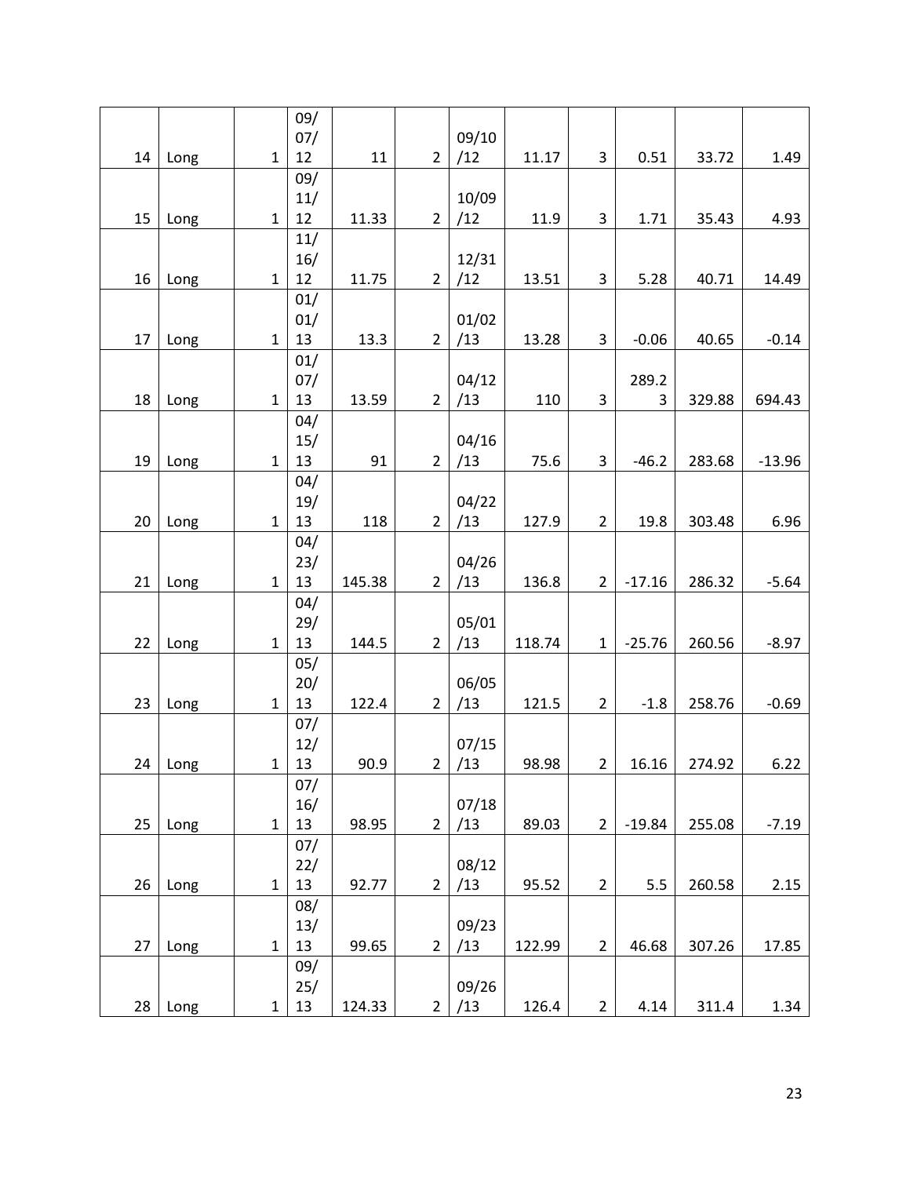| 14 | Long | 1 | 09/07/12 | 11 | 2 | 09/10/12 | 11.17 | 3 | 0.51 | 33.72 | 1.49 |
|---|---|---|---|---|---|---|---|---|---|---|---|
| 15 | Long | 1 | 09/11/12 | 11.33 | 2 | 10/09/12 | 11.9 | 3 | 1.71 | 35.43 | 4.93 |
| 16 | Long | 1 | 11/16/12 | 11.75 | 2 | 12/31/12 | 13.51 | 3 | 5.28 | 40.71 | 14.49 |
| 17 | Long | 1 | 01/01/13 | 13.3 | 2 | 01/02/13 | 13.28 | 3 | -0.06 | 40.65 | -0.14 |
| 18 | Long | 1 | 01/07/13 | 13.59 | 2 | 04/12/13 | 110 | 3 | 289.23 | 329.88 | 694.43 |
| 19 | Long | 1 | 04/15/13 | 91 | 2 | 04/16/13 | 75.6 | 3 | -46.2 | 283.68 | -13.96 |
| 20 | Long | 1 | 04/19/13 | 118 | 2 | 04/22/13 | 127.9 | 2 | 19.8 | 303.48 | 6.96 |
| 21 | Long | 1 | 04/23/13 | 145.38 | 2 | 04/26/13 | 136.8 | 2 | -17.16 | 286.32 | -5.64 |
| 22 | Long | 1 | 04/29/13 | 144.5 | 2 | 05/01/13 | 118.74 | 1 | -25.76 | 260.56 | -8.97 |
| 23 | Long | 1 | 05/20/13 | 122.4 | 2 | 06/05/13 | 121.5 | 2 | -1.8 | 258.76 | -0.69 |
| 24 | Long | 1 | 07/12/13 | 90.9 | 2 | 07/15/13 | 98.98 | 2 | 16.16 | 274.92 | 6.22 |
| 25 | Long | 1 | 07/16/13 | 98.95 | 2 | 07/18/13 | 89.03 | 2 | -19.84 | 255.08 | -7.19 |
| 26 | Long | 1 | 07/22/13 | 92.77 | 2 | 08/12/13 | 95.52 | 2 | 5.5 | 260.58 | 2.15 |
| 27 | Long | 1 | 08/13/13 | 99.65 | 2 | 09/23/13 | 122.99 | 2 | 46.68 | 307.26 | 17.85 |
| 28 | Long | 1 | 09/25/13 | 124.33 | 2 | 09/26/13 | 126.4 | 2 | 4.14 | 311.4 | 1.34 |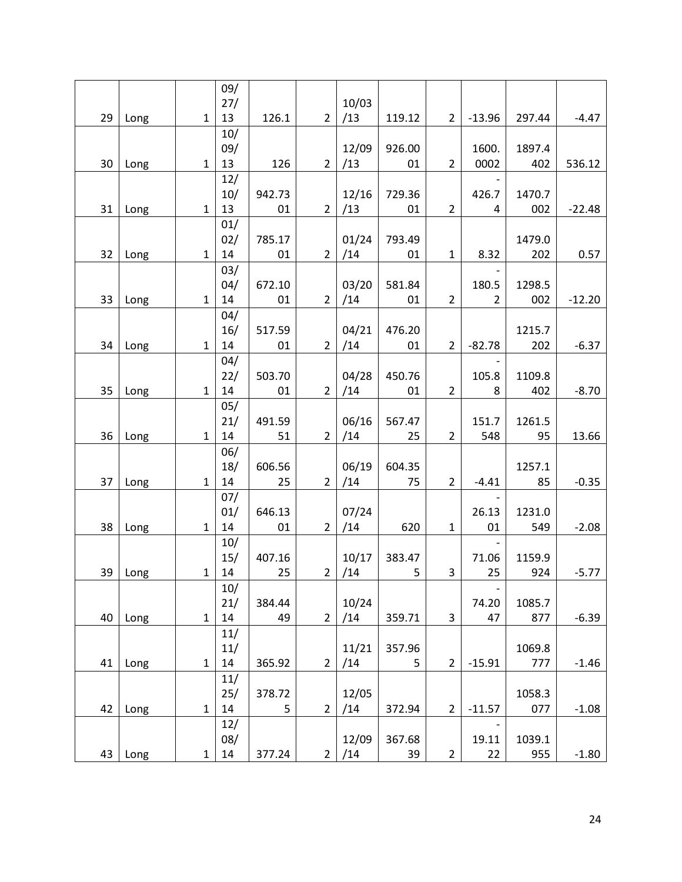| | | | | | | | | | | | |
|---|---|---|---|---|---|---|---|---|---|---|---|
| 29 | Long | 1 | 09/27/13 | 126.1 | 2 | 10/03/13 | 119.12 | 2 | -13.96 | 297.44 | -4.47 |
| 30 | Long | 1 | 10/09/13 | 126 | 2 | 12/09/13 | 926.0001 | 2 | 1600.0002 | 1897.4402 | 536.12 |
| 31 | Long | 1 | 12/10/13 | 942.7301 | 2 | 12/16/13 | 729.3601 | 2 | -426.74 | 1470.7002 | -22.48 |
| 32 | Long | 1 | 01/02/14 | 785.1701 | 2 | 01/24/14 | 793.4901 | 1 | 8.32 | 1479.0202 | 0.57 |
| 33 | Long | 1 | 03/04/14 | 672.1001 | 2 | 03/20/14 | 581.8401 | 2 | -180.52 | 1298.5002 | -12.20 |
| 34 | Long | 1 | 04/16/14 | 517.5901 | 2 | 04/21/14 | 476.2001 | 2 | -82.78 | 1215.7202 | -6.37 |
| 35 | Long | 1 | 04/22/14 | 503.7001 | 2 | 04/28/14 | 450.7601 | 2 | -105.88 | 1109.8402 | -8.70 |
| 36 | Long | 1 | 05/21/14 | 491.5951 | 2 | 06/16/14 | 567.4725 | 2 | 151.7548 | 1261.595 | 13.66 |
| 37 | Long | 1 | 06/18/14 | 606.5625 | 2 | 06/19/14 | 604.3575 | 2 | -4.41 | 1257.185 | -0.35 |
| 38 | Long | 1 | 07/01/14 | 646.1301 | 2 | 07/24/14 | 620 | 1 | -26.1301 | 1231.0549 | -2.08 |
| 39 | Long | 1 | 10/15/14 | 407.1625 | 2 | 10/17/14 | 383.475 | 3 | -71.0625 | 1159.9924 | -5.77 |
| 40 | Long | 1 | 10/21/14 | 384.4449 | 2 | 10/24/14 | 359.71 | 3 | -74.2047 | 1085.7877 | -6.39 |
| 41 | Long | 1 | 11/11/14 | 365.92 | 2 | 11/21/14 | 357.965 | 2 | -15.91 | 1069.8777 | -1.46 |
| 42 | Long | 1 | 11/25/14 | 378.725 | 2 | 12/05/14 | 372.94 | 2 | -11.57 | 1058.3077 | -1.08 |
| 43 | Long | 1 | 12/08/14 | 377.24 | 2 | 12/09/14 | 367.6839 | 2 | -19.1122 | 1039.1955 | -1.80 |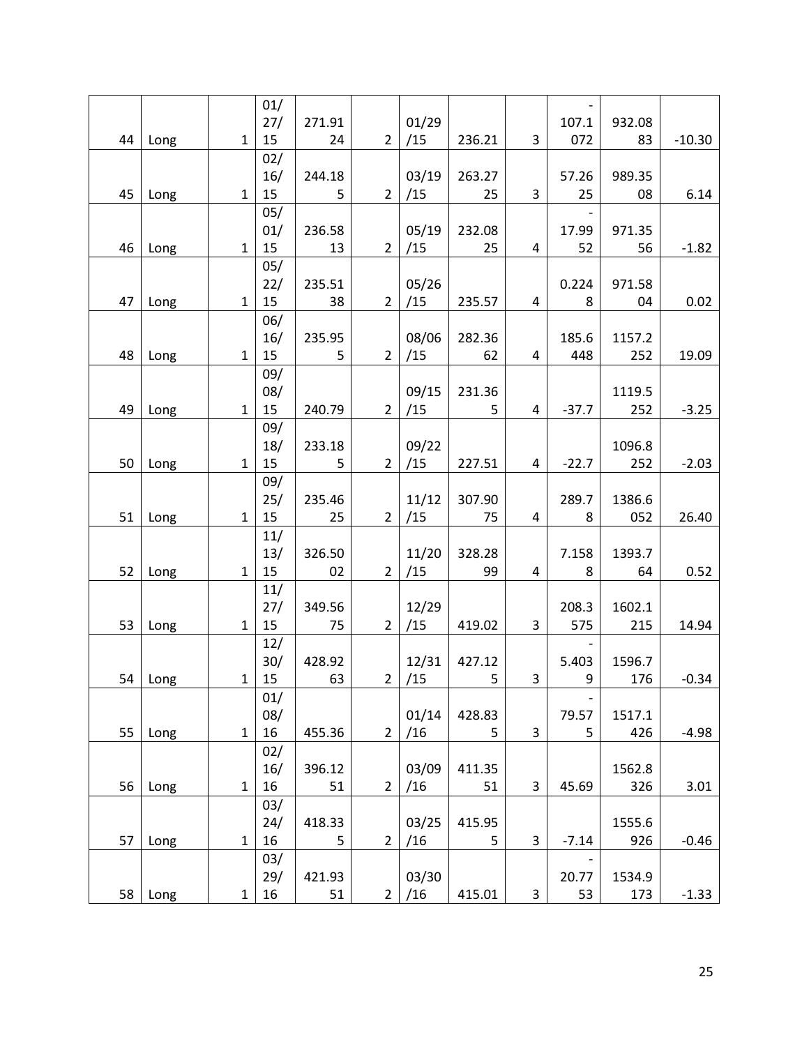| | | | | | | | | | | | |
|---|---|---|---|---|---|---|---|---|---|---|---|
| 44 | Long | 1 | 01/27/15 | 271.9124 | 2 | 01/29/15 | 236.21 | 3 | -107.1072 | 932.0883 | -10.30 |
| 45 | Long | 1 | 02/16/15 | 244.185 | 2 | 03/19/15 | 263.2725 | 3 | 57.2625 | 989.3508 | 6.14 |
| 46 | Long | 1 | 05/01/15 | 236.5813 | 2 | 05/19/15 | 232.0825 | 4 | -17.9952 | 971.3556 | -1.82 |
| 47 | Long | 1 | 05/22/15 | 235.5138 | 2 | 05/26/15 | 235.57 | 4 | 0.2248 | 971.5804 | 0.02 |
| 48 | Long | 1 | 06/16/15 | 235.955 | 2 | 08/06/15 | 282.3662 | 4 | 185.6448 | 1157.2252 | 19.09 |
| 49 | Long | 1 | 09/08/15 | 240.79 | 2 | 09/15/15 | 231.365 | 4 | -37.7 | 1119.5252 | -3.25 |
| 50 | Long | 1 | 09/18/15 | 233.185 | 2 | 09/22/15 | 227.51 | 4 | -22.7 | 1096.8252 | -2.03 |
| 51 | Long | 1 | 09/25/15 | 235.4625 | 2 | 11/12/15 | 307.9075 | 4 | 289.78 | 1386.6052 | 26.40 |
| 52 | Long | 1 | 11/13/15 | 326.5002 | 2 | 11/20/15 | 328.2899 | 4 | 7.1588 | 1393.764 | 0.52 |
| 53 | Long | 1 | 11/27/15 | 349.5675 | 2 | 12/29/15 | 419.02 | 3 | 208.3575 | 1602.1215 | 14.94 |
| 54 | Long | 1 | 12/30/15 | 428.9263 | 2 | 12/31/15 | 427.125 | 3 | -5.4039 | 1596.7176 | -0.34 |
| 55 | Long | 1 | 01/08/16 | 455.36 | 2 | 01/14/16 | 428.835 | 3 | -79.575 | 1517.1426 | -4.98 |
| 56 | Long | 1 | 02/16/16 | 396.1251 | 2 | 03/09/16 | 411.3551 | 3 | 45.69 | 1562.8326 | 3.01 |
| 57 | Long | 1 | 03/24/16 | 418.335 | 2 | 03/25/16 | 415.955 | 3 | -7.14 | 1555.6926 | -0.46 |
| 58 | Long | 1 | 03/29/16 | 421.9351 | 2 | 03/30/16 | 415.01 | 3 | -20.7753 | 1534.9173 | -1.33 |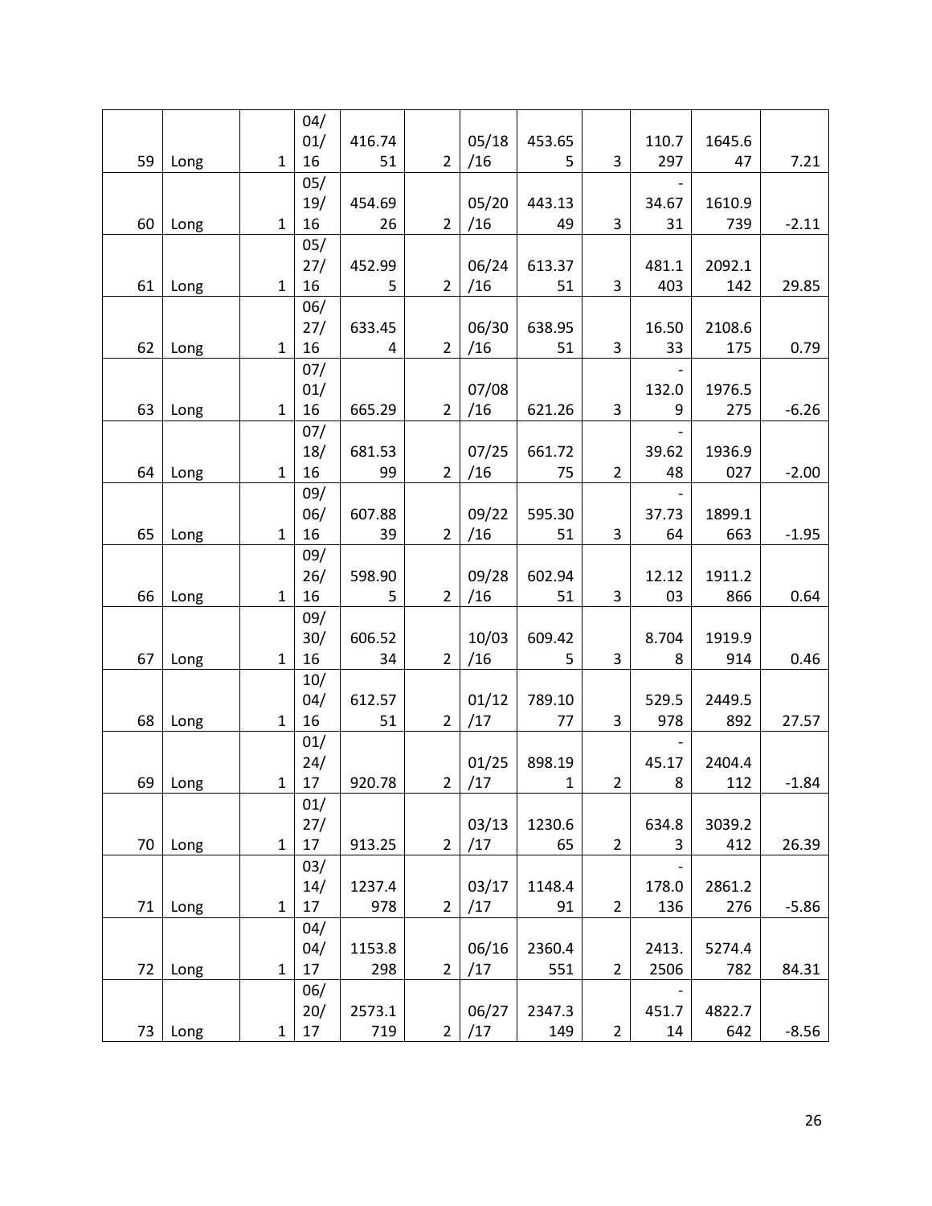| 59 | Long | 1 | 04/01/16 | 416.7451 | 2 | 05/18/16 | 453.655 | 3 | 110.7297 | 1645.647 | 7.21 |
|---|---|---|---|---|---|---|---|---|---|---|---|
| 60 | Long | 1 | 05/19/16 | 454.6926 | 2 | 05/20/16 | 443.1349 | 3 | -34.6731 | 1610.9739 | -2.11 |
| 61 | Long | 1 | 05/27/16 | 452.995 | 2 | 06/24/16 | 613.3751 | 3 | 481.1403 | 2092.1142 | 29.85 |
| 62 | Long | 1 | 06/27/16 | 633.454 | 2 | 06/30/16 | 638.9551 | 3 | 16.5033 | 2108.6175 | 0.79 |
| 63 | Long | 1 | 07/01/16 | 665.29 | 2 | 07/08/16 | 621.26 | 3 | -132.09 | 1976.5275 | -6.26 |
| 64 | Long | 1 | 07/18/16 | 681.5399 | 2 | 07/25/16 | 661.7275 | 2 | -39.6248 | 1936.9027 | -2.00 |
| 65 | Long | 1 | 09/06/16 | 607.8839 | 2 | 09/22/16 | 595.3051 | 3 | -37.7364 | 1899.1663 | -1.95 |
| 66 | Long | 1 | 09/26/16 | 598.905 | 2 | 09/28/16 | 602.9451 | 3 | 12.1203 | 1911.2866 | 0.64 |
| 67 | Long | 1 | 09/30/16 | 606.5234 | 2 | 10/03/16 | 609.425 | 3 | 8.7048 | 1919.9914 | 0.46 |
| 68 | Long | 1 | 10/04/16 | 612.5751 | 2 | 01/12/17 | 789.1077 | 3 | 529.5978 | 2449.5892 | 27.57 |
| 69 | Long | 1 | 01/24/17 | 920.78 | 2 | 01/25/17 | 898.191 | 2 | -45.178 | 2404.4112 | -1.84 |
| 70 | Long | 1 | 01/27/17 | 913.25 | 2 | 03/13/17 | 1230.665 | 2 | 634.83 | 3039.2412 | 26.39 |
| 71 | Long | 1 | 03/14/17 | 1237.4978 | 2 | 03/17/17 | 1148.491 | 2 | -178.0136 | 2861.2276 | -5.86 |
| 72 | Long | 1 | 04/04/17 | 1153.8298 | 2 | 06/16/17 | 2360.4551 | 2 | 2413.2506 | 5274.4782 | 84.31 |
| 73 | Long | 1 | 06/20/17 | 2573.1719 | 2 | 06/27/17 | 2347.3149 | 2 | -451.714 | 4822.7642 | -8.56 |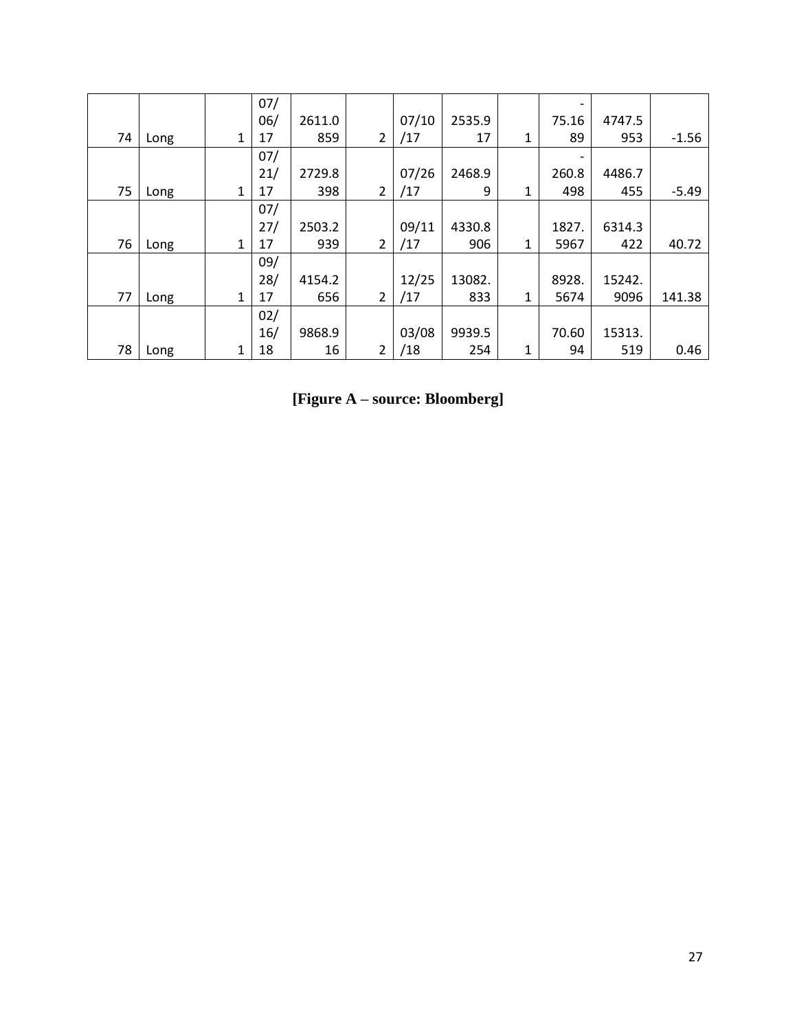| | | | | | | | | | | | |
|---|---|---|---|---|---|---|---|---|---|---|---|
| 74 | Long | 1 | 07/06/17 | 2611.0859 | 2 | 07/10/17 | 2535.917 | 1 | -75.1689 | 4747.5953 | -1.56 |
| 75 | Long | 1 | 07/21/17 | 2729.8398 | 2 | 07/26/17 | 2468.99 | 1 | -260.8498 | 4486.7455 | -5.49 |
| 76 | Long | 1 | 07/27/17 | 2503.2939 | 2 | 09/11/17 | 4330.8906 | 1 | 1827.5967 | 6314.3422 | 40.72 |
| 77 | Long | 1 | 09/28/17 | 4154.2656 | 2 | 12/25/17 | 13082.833 | 1 | 8928.5674 | 15242.9096 | 141.38 |
| 78 | Long | 1 | 02/16/18 | 9868.916 | 2 | 03/08/18 | 9939.5254 | 1 | 70.6094 | 15313.519 | 0.46 |

**[Figure A – source: Bloomberg]**